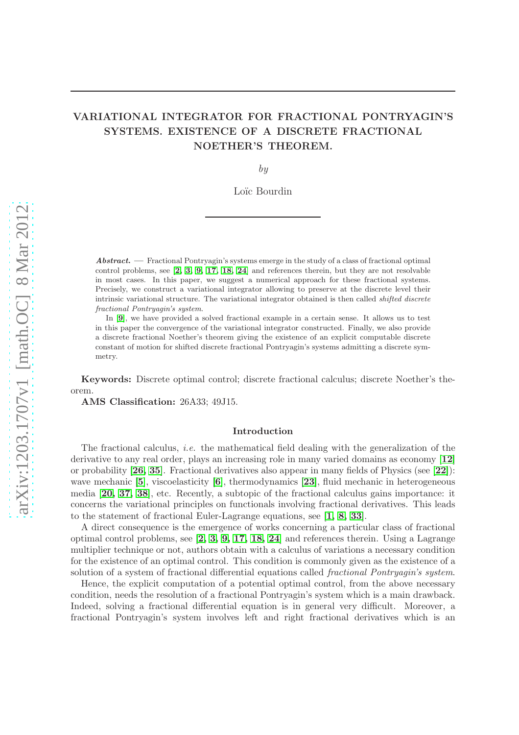# VARIATIONAL INTEGRATOR FOR FRACTIONAL PONTRYAGIN'S SYSTEMS. EXISTENCE OF A DISCRETE FRACTIONAL NOETHER'S THEOREM.

*by*

Loïc Bourdin

***Abstract.*** — Fractional Pontryagin's systems emerge in the study of a class of fractional optimal control problems, see [2, 3, 9, 17, 18, 24] and references therein, but they are not resolvable in most cases. In this paper, we suggest a numerical approach for these fractional systems. Precisely, we construct a variational integrator allowing to preserve at the discrete level their intrinsic variational structure. The variational integrator obtained is then called *shifted discrete fractional Pontryagin's system*.

In [9], we have provided a solved fractional example in a certain sense. It allows us to test in this paper the convergence of the variational integrator constructed. Finally, we also provide a discrete fractional Noether's theorem giving the existence of an explicit computable discrete constant of motion for shifted discrete fractional Pontryagin's systems admitting a discrete symmetry.

**Keywords:** Discrete optimal control; discrete fractional calculus; discrete Noether's theorem.

**AMS Classification:** 26A33; 49J15.

## Introduction

The fractional calculus, *i.e.* the mathematical field dealing with the generalization of the derivative to any real order, plays an increasing role in many varied domains as economy [12] or probability [26, 35]. Fractional derivatives also appear in many fields of Physics (see [22]): wave mechanic [5], viscoelasticity [6], thermodynamics [23], fluid mechanic in heterogeneous media [20, 37, 38], etc. Recently, a subtopic of the fractional calculus gains importance: it concerns the variational principles on functionals involving fractional derivatives. This leads to the statement of fractional Euler-Lagrange equations, see [1, 8, 33].

A direct consequence is the emergence of works concerning a particular class of fractional optimal control problems, see [2, 3, 9, 17, 18, 24] and references therein. Using a Lagrange multiplier technique or not, authors obtain with a calculus of variations a necessary condition for the existence of an optimal control. This condition is commonly given as the existence of a solution of a system of fractional differential equations called *fractional Pontryagin's system*.

Hence, the explicit computation of a potential optimal control, from the above necessary condition, needs the resolution of a fractional Pontryagin's system which is a main drawback. Indeed, solving a fractional differential equation is in general very difficult. Moreover, a fractional Pontryagin's system involves left and right fractional derivatives which is an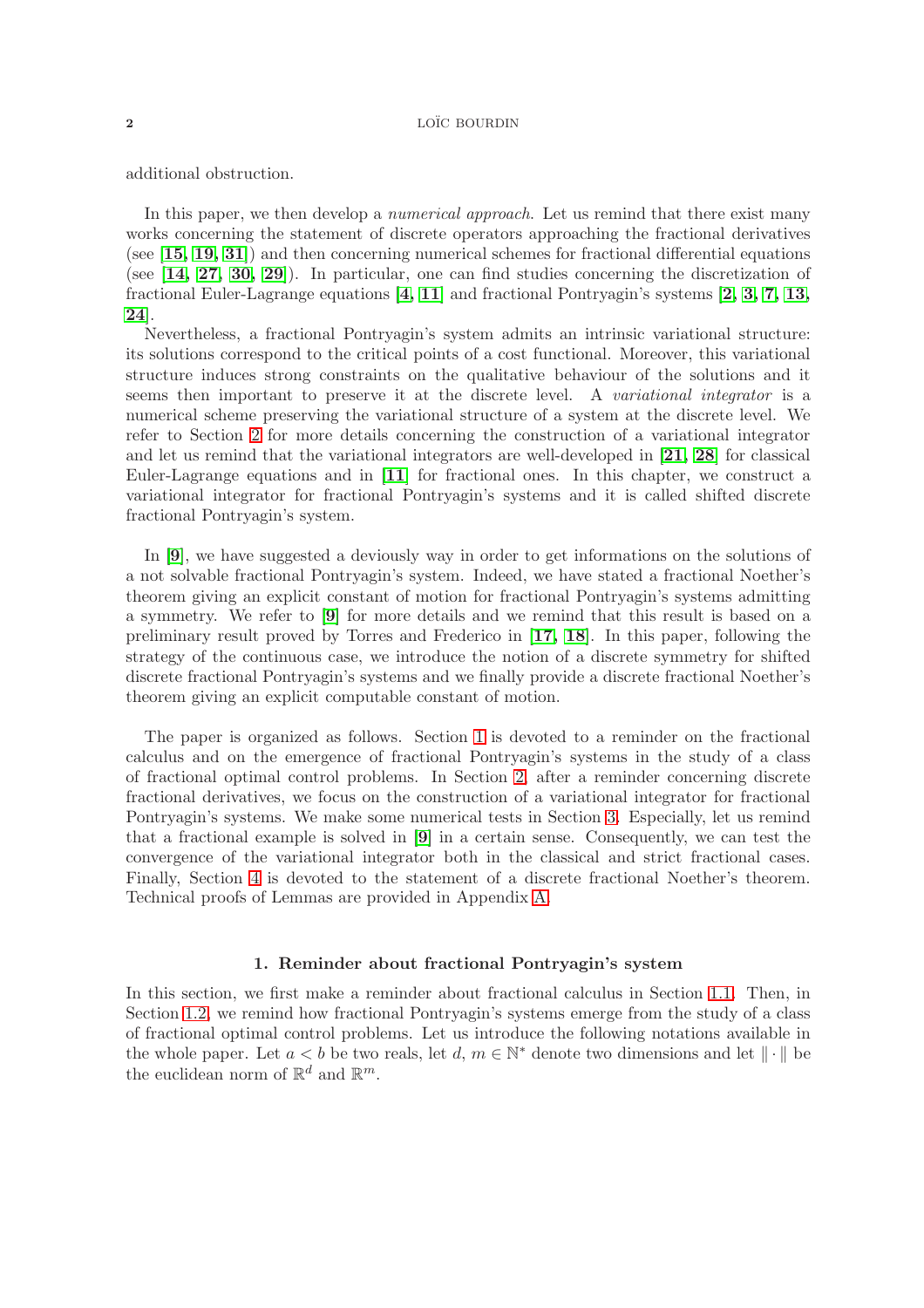additional obstruction.

In this paper, we then develop a *numerical approach*. Let us remind that there exist many works concerning the statement of discrete operators approaching the fractional derivatives (see [**15**, **19**, **31**]) and then concerning numerical schemes for fractional differential equations (see [**14**, **27**, **30**, **29**]). In particular, one can find studies concerning the discretization of fractional Euler-Lagrange equations [**4**, **11**] and fractional Pontryagin's systems [**2**, **3**, **7**, **13**, **24**].

Nevertheless, a fractional Pontryagin's system admits an intrinsic variational structure: its solutions correspond to the critical points of a cost functional. Moreover, this variational structure induces strong constraints on the qualitative behaviour of the solutions and it seems then important to preserve it at the discrete level. A *variational integrator* is a numerical scheme preserving the variational structure of a system at the discrete level. We refer to Section 2 for more details concerning the construction of a variational integrator and let us remind that the variational integrators are well-developed in [**21**, **28**] for classical Euler-Lagrange equations and in [**11**] for fractional ones. In this chapter, we construct a variational integrator for fractional Pontryagin's systems and it is called shifted discrete fractional Pontryagin's system.

In [**9**], we have suggested a deviously way in order to get informations on the solutions of a not solvable fractional Pontryagin's system. Indeed, we have stated a fractional Noether's theorem giving an explicit constant of motion for fractional Pontryagin's systems admitting a symmetry. We refer to [**9**] for more details and we remind that this result is based on a preliminary result proved by Torres and Frederico in [**17**, **18**]. In this paper, following the strategy of the continuous case, we introduce the notion of a discrete symmetry for shifted discrete fractional Pontryagin's systems and we finally provide a discrete fractional Noether's theorem giving an explicit computable constant of motion.

The paper is organized as follows. Section 1 is devoted to a reminder on the fractional calculus and on the emergence of fractional Pontryagin's systems in the study of a class of fractional optimal control problems. In Section 2, after a reminder concerning discrete fractional derivatives, we focus on the construction of a variational integrator for fractional Pontryagin's systems. We make some numerical tests in Section 3. Especially, let us remind that a fractional example is solved in [**9**] in a certain sense. Consequently, we can test the convergence of the variational integrator both in the classical and strict fractional cases. Finally, Section 4 is devoted to the statement of a discrete fractional Noether's theorem. Technical proofs of Lemmas are provided in Appendix A.

## 1. Reminder about fractional Pontryagin's system

In this section, we first make a reminder about fractional calculus in Section 1.1. Then, in Section 1.2, we remind how fractional Pontryagin's systems emerge from the study of a class of fractional optimal control problems. Let us introduce the following notations available in the whole paper. Let $a < b$ be two reals, let $d$, $m \in \mathbb{N}^*$ denote two dimensions and let $\| \cdot \|$ be the euclidean norm of $\mathbb{R}^d$ and $\mathbb{R}^m$.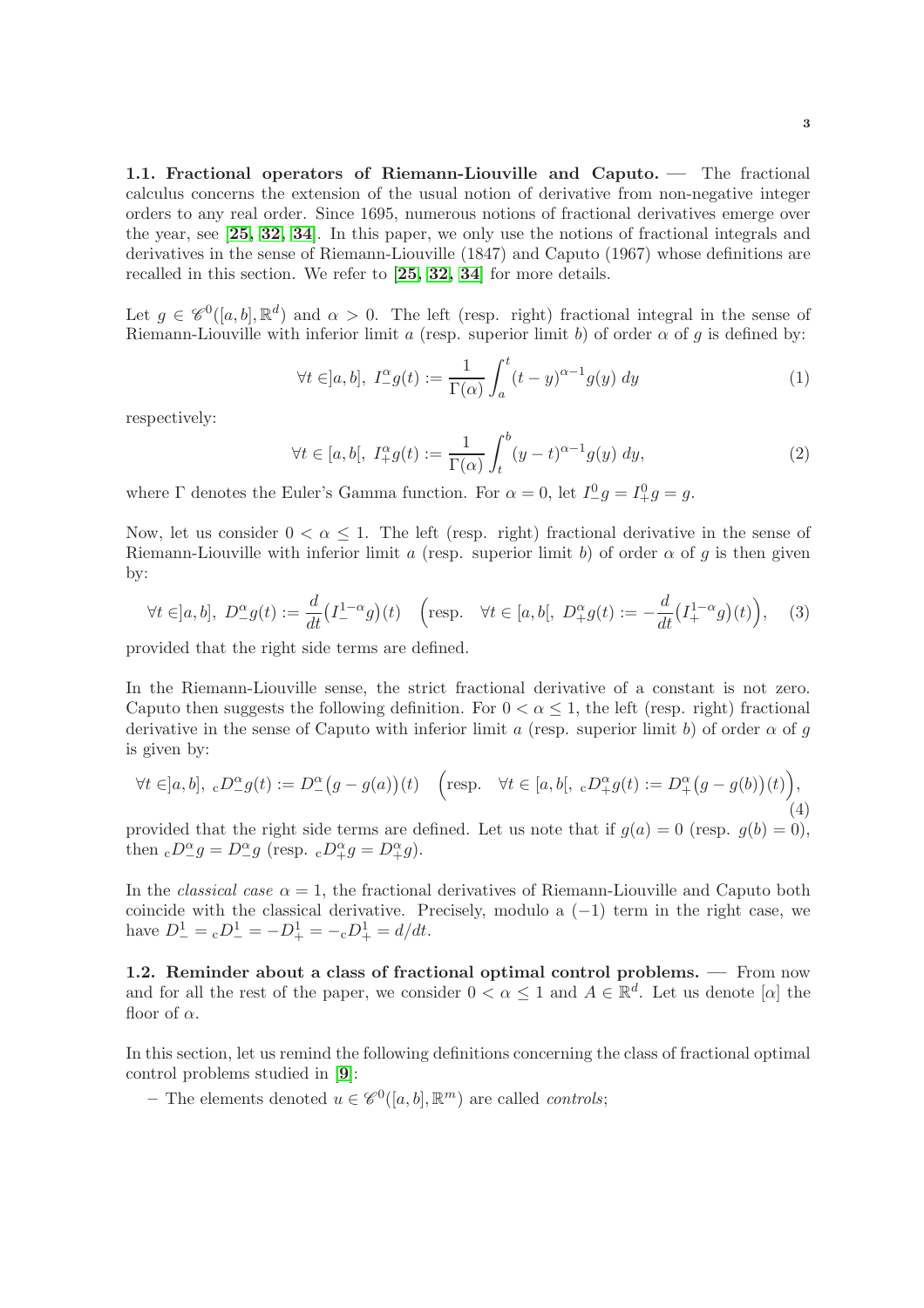**1.1. Fractional operators of Riemann-Liouville and Caputo.** — The fractional calculus concerns the extension of the usual notion of derivative from non-negative integer orders to any real order. Since 1695, numerous notions of fractional derivatives emerge over the year, see [**25, 32, 34**]. In this paper, we only use the notions of fractional integrals and derivatives in the sense of Riemann-Liouville (1847) and Caputo (1967) whose definitions are recalled in this section. We refer to [**25, 32, 34**] for more details.

Let $g \in \mathscr{C}^0([a,b],\mathbb{R}^d)$ and $\alpha > 0$. The left (resp. right) fractional integral in the sense of Riemann-Liouville with inferior limit $a$ (resp. superior limit $b$) of order $\alpha$ of $g$ is defined by:

$$\forall t \in ]a,b],\ I^\alpha_- g(t) := \frac{1}{\Gamma(\alpha)} \int_a^t (t-y)^{\alpha-1} g(y)\ dy \tag{1}$$

respectively:

$$\forall t \in [a,b[,\ I^\alpha_+ g(t) := \frac{1}{\Gamma(\alpha)} \int_t^b (y-t)^{\alpha-1} g(y)\ dy, \tag{2}$$

where $\Gamma$ denotes the Euler's Gamma function. For $\alpha = 0$, let $I^0_- g = I^0_+ g = g$.

Now, let us consider $0 < \alpha \leq 1$. The left (resp. right) fractional derivative in the sense of Riemann-Liouville with inferior limit $a$ (resp. superior limit $b$) of order $\alpha$ of $g$ is then given by:

$$\forall t \in ]a,b],\ D^\alpha_- g(t) := \frac{d}{dt}\big(I^{1-\alpha}_- g\big)(t) \quad \Big(\text{resp.} \quad \forall t \in [a,b[,\ D^\alpha_+ g(t) := -\frac{d}{dt}\big(I^{1-\alpha}_+ g\big)(t)\Big), \tag{3}$$

provided that the right side terms are defined.

In the Riemann-Liouville sense, the strict fractional derivative of a constant is not zero. Caputo then suggests the following definition. For $0 < \alpha \leq 1$, the left (resp. right) fractional derivative in the sense of Caputo with inferior limit $a$ (resp. superior limit $b$) of order $\alpha$ of $g$ is given by:

$$\forall t \in ]a,b],\ {}_cD^\alpha_- g(t) := D^\alpha_-\big(g - g(a)\big)(t) \quad \Big(\text{resp.} \quad \forall t \in [a,b[,\ {}_cD^\alpha_+ g(t) := D^\alpha_+\big(g - g(b)\big)(t)\Big), \tag{4}$$

provided that the right side terms are defined. Let us note that if $g(a) = 0$ (resp. $g(b) = 0$), then ${}_cD^\alpha_- g = D^\alpha_- g$ (resp. ${}_cD^\alpha_+ g = D^\alpha_+ g$).

In the *classical case* $\alpha = 1$, the fractional derivatives of Riemann-Liouville and Caputo both coincide with the classical derivative. Precisely, modulo a $(-1)$ term in the right case, we have $D^1_- = {}_cD^1_- = -D^1_+ = -{}_cD^1_+ = d/dt$.

**1.2. Reminder about a class of fractional optimal control problems.** — From now and for all the rest of the paper, we consider $0 < \alpha \leq 1$ and $A \in \mathbb{R}^d$. Let us denote $[\alpha]$ the floor of $\alpha$.

In this section, let us remind the following definitions concerning the class of fractional optimal control problems studied in [**9**]:

- The elements denoted $u \in \mathscr{C}^0([a,b],\mathbb{R}^m)$ are called *controls*;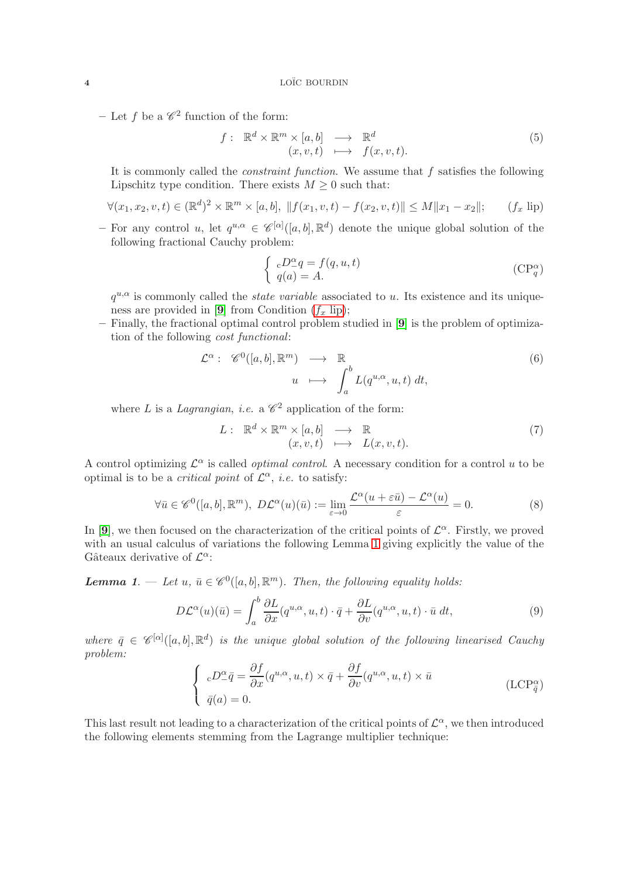– Let $f$ be a $\mathscr{C}^2$ function of the form:

$$
\begin{array}{rccc}
f: & \mathbb{R}^d \times \mathbb{R}^m \times [a,b] & \longrightarrow & \mathbb{R}^d \\
& (x,v,t) & \longmapsto & f(x,v,t).
\end{array} \tag{5}
$$

It is commonly called the *constraint function*. We assume that $f$ satisfies the following Lipschitz type condition. There exists $M \geq 0$ such that:

$$
\forall (x_1,x_2,v,t) \in (\mathbb{R}^d)^2 \times \mathbb{R}^m \times [a,b], \ \|f(x_1,v,t) - f(x_2,v,t)\| \leq M\|x_1 - x_2\|; \qquad (f_x \text{ lip})
$$

– For any control $u$, let $q^{u,\alpha} \in \mathscr{C}^{[\alpha]}([a,b],\mathbb{R}^d)$ denote the unique global solution of the following fractional Cauchy problem:

$$
\left\{ \begin{array}{l} {}_cD^\alpha_- q = f(q,u,t) \\ q(a) = A. \end{array} \right. \qquad (\mathrm{CP}^\alpha_q)
$$

$q^{u,\alpha}$ is commonly called the *state variable* associated to $u$. Its existence and its uniqueness are provided in [**9**] from Condition ($f_x$ lip);

– Finally, the fractional optimal control problem studied in [**9**] is the problem of optimization of the following *cost functional*:

$$
\begin{array}{rccc}
\mathcal{L}^\alpha: & \mathscr{C}^0([a,b],\mathbb{R}^m) & \longrightarrow & \mathbb{R} \\
& u & \longmapsto & \displaystyle\int_a^b L(q^{u,\alpha},u,t)\,dt,
\end{array} \tag{6}
$$

where $L$ is a *Lagrangian*, *i.e.* a $\mathscr{C}^2$ application of the form:

$$
\begin{array}{rccc}
L: & \mathbb{R}^d \times \mathbb{R}^m \times [a,b] & \longrightarrow & \mathbb{R} \\
& (x,v,t) & \longmapsto & L(x,v,t).
\end{array} \tag{7}
$$

A control optimizing $\mathcal{L}^\alpha$ is called *optimal control*. A necessary condition for a control $u$ to be optimal is to be a *critical point* of $\mathcal{L}^\alpha$, *i.e.* to satisfy:

$$
\forall \bar{u} \in \mathscr{C}^0([a,b],\mathbb{R}^m), \ D\mathcal{L}^\alpha(u)(\bar{u}) := \lim_{\varepsilon \to 0} \frac{\mathcal{L}^\alpha(u+\varepsilon\bar{u}) - \mathcal{L}^\alpha(u)}{\varepsilon} = 0. \tag{8}
$$

In [**9**], we then focused on the characterization of the critical points of $\mathcal{L}^\alpha$. Firstly, we proved with an usual calculus of variations the following Lemma 1 giving explicitly the value of the Gâteaux derivative of $\mathcal{L}^\alpha$:

***Lemma 1***. — *Let $u$, $\bar{u} \in \mathscr{C}^0([a,b],\mathbb{R}^m)$. Then, the following equality holds:*

$$
D\mathcal{L}^\alpha(u)(\bar{u}) = \int_a^b \frac{\partial L}{\partial x}(q^{u,\alpha},u,t)\cdot \bar{q} + \frac{\partial L}{\partial v}(q^{u,\alpha},u,t)\cdot \bar{u}\,dt, \tag{9}
$$

*where $\bar{q} \in \mathscr{C}^{[\alpha]}([a,b],\mathbb{R}^d)$ is the unique global solution of the following linearised Cauchy problem:*

$$
\left\{ \begin{array}{l} {}_cD^\alpha_- \bar{q} = \dfrac{\partial f}{\partial x}(q^{u,\alpha},u,t) \times \bar{q} + \dfrac{\partial f}{\partial v}(q^{u,\alpha},u,t) \times \bar{u} \\ \bar{q}(a) = 0. \end{array} \right. \qquad (\mathrm{LCP}^\alpha_{\bar{q}})
$$

This last result not leading to a characterization of the critical points of $\mathcal{L}^\alpha$, we then introduced the following elements stemming from the Lagrange multiplier technique: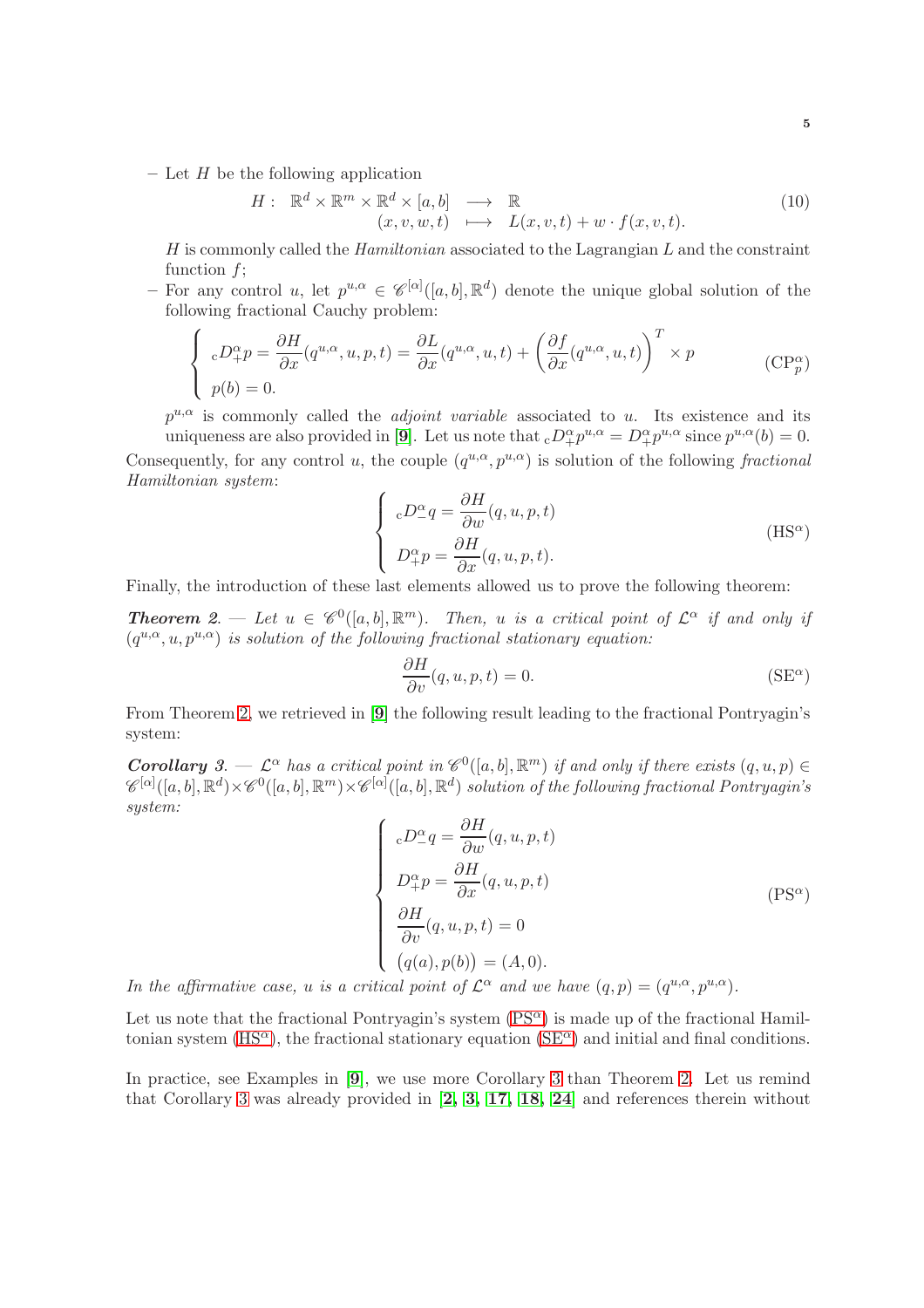– Let $H$ be the following application

$$
\begin{array}{rccc} H: & \mathbb{R}^d \times \mathbb{R}^m \times \mathbb{R}^d \times [a,b] & \longrightarrow & \mathbb{R} \\ & (x,v,w,t) & \longmapsto & L(x,v,t) + w \cdot f(x,v,t). \end{array} \tag{10}
$$

$H$ is commonly called the *Hamiltonian* associated to the Lagrangian $L$ and the constraint function $f$;

– For any control $u$, let $p^{u,\alpha} \in \mathscr{C}^{[\alpha]}([a,b],\mathbb{R}^d)$ denote the unique global solution of the following fractional Cauchy problem:

$$
\left\{ \begin{array}{l} {}_{\rm c}D^\alpha_+ p = \dfrac{\partial H}{\partial x}(q^{u,\alpha},u,p,t) = \dfrac{\partial L}{\partial x}(q^{u,\alpha},u,t) + \left( \dfrac{\partial f}{\partial x}(q^{u,\alpha},u,t) \right)^T \times p \\ p(b) = 0. \end{array} \right. \tag{CP$^\alpha_p$}
$$

$p^{u,\alpha}$ is commonly called the *adjoint variable* associated to $u$. Its existence and its uniqueness are also provided in [9]. Let us note that ${}_{\rm c}D^\alpha_+ p^{u,\alpha} = D^\alpha_+ p^{u,\alpha}$ since $p^{u,\alpha}(b) = 0$.

Consequently, for any control $u$, the couple $(q^{u,\alpha},p^{u,\alpha})$ is solution of the following *fractional Hamiltonian system*:

$$
\left\{ \begin{array}{l} {}_{\rm c}D^\alpha_- q = \dfrac{\partial H}{\partial w}(q,u,p,t) \\ D^\alpha_+ p = \dfrac{\partial H}{\partial x}(q,u,p,t). \end{array} \right. \tag{HS$^\alpha$}
$$

Finally, the introduction of these last elements allowed us to prove the following theorem:

***Theorem 2***. — *Let $u \in \mathscr{C}^0([a,b],\mathbb{R}^m)$. Then, $u$ is a critical point of $\mathcal{L}^\alpha$ if and only if $(q^{u,\alpha},u,p^{u,\alpha})$ is solution of the following fractional stationary equation:*

$$
\frac{\partial H}{\partial v}(q,u,p,t) = 0. \tag{SE$^\alpha$}
$$

From Theorem 2, we retrieved in [9] the following result leading to the fractional Pontryagin's system:

***Corollary 3***. — *$\mathcal{L}^\alpha$ has a critical point in $\mathscr{C}^0([a,b],\mathbb{R}^m)$ if and only if there exists $(q,u,p) \in \mathscr{C}^{[\alpha]}([a,b],\mathbb{R}^d) \times \mathscr{C}^0([a,b],\mathbb{R}^m) \times \mathscr{C}^{[\alpha]}([a,b],\mathbb{R}^d)$ solution of the following fractional Pontryagin's system:*

$$
\left\{ \begin{array}{l} {}_{\rm c}D^\alpha_- q = \dfrac{\partial H}{\partial w}(q,u,p,t) \\ D^\alpha_+ p = \dfrac{\partial H}{\partial x}(q,u,p,t) \\ \dfrac{\partial H}{\partial v}(q,u,p,t) = 0 \\ \big(q(a),p(b)\big) = (A,0). \end{array} \right. \tag{PS$^\alpha$}
$$

*In the affirmative case, $u$ is a critical point of $\mathcal{L}^\alpha$ and we have $(q,p) = (q^{u,\alpha},p^{u,\alpha})$.*

Let us note that the fractional Pontryagin's system (PS$^\alpha$) is made up of the fractional Hamiltonian system (HS$^\alpha$), the fractional stationary equation (SE$^\alpha$) and initial and final conditions.

In practice, see Examples in [9], we use more Corollary 3 than Theorem 2. Let us remind that Corollary 3 was already provided in [2, 3, 17, 18, 24] and references therein without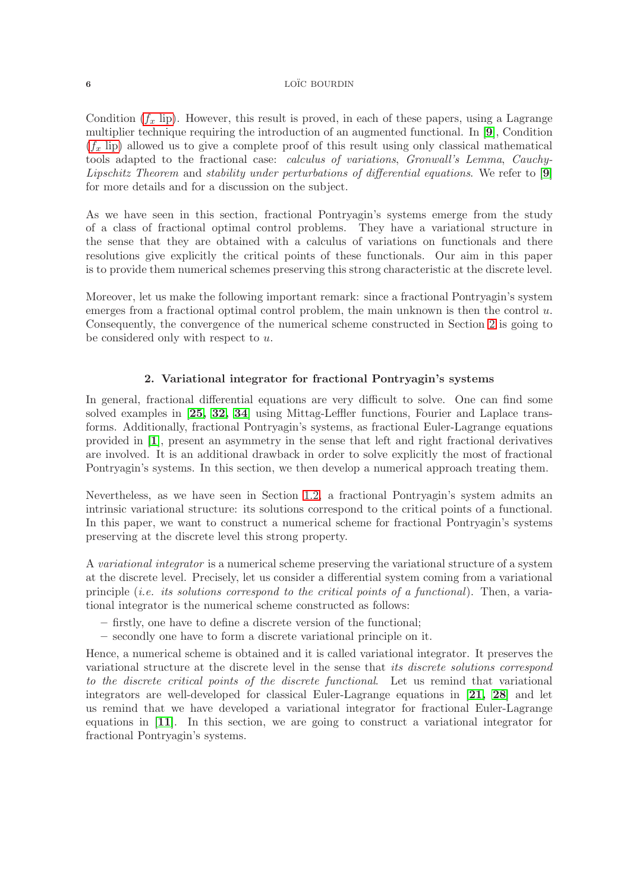Condition ($f_x$ lip). However, this result is proved, in each of these papers, using a Lagrange multiplier technique requiring the introduction of an augmented functional. In [**9**], Condition ($f_x$ lip) allowed us to give a complete proof of this result using only classical mathematical tools adapted to the fractional case: *calculus of variations*, *Gronwall's Lemma*, *Cauchy-Lipschitz Theorem* and *stability under perturbations of differential equations*. We refer to [**9**] for more details and for a discussion on the subject.

As we have seen in this section, fractional Pontryagin's systems emerge from the study of a class of fractional optimal control problems. They have a variational structure in the sense that they are obtained with a calculus of variations on functionals and there resolutions give explicitly the critical points of these functionals. Our aim in this paper is to provide them numerical schemes preserving this strong characteristic at the discrete level.

Moreover, let us make the following important remark: since a fractional Pontryagin's system emerges from a fractional optimal control problem, the main unknown is then the control $u$. Consequently, the convergence of the numerical scheme constructed in Section 2 is going to be considered only with respect to $u$.

## 2. Variational integrator for fractional Pontryagin's systems

In general, fractional differential equations are very difficult to solve. One can find some solved examples in [**25**, **32**, **34**] using Mittag-Leffler functions, Fourier and Laplace transforms. Additionally, fractional Pontryagin's systems, as fractional Euler-Lagrange equations provided in [**1**], present an asymmetry in the sense that left and right fractional derivatives are involved. It is an additional drawback in order to solve explicitly the most of fractional Pontryagin's systems. In this section, we then develop a numerical approach treating them.

Nevertheless, as we have seen in Section 1.2, a fractional Pontryagin's system admits an intrinsic variational structure: its solutions correspond to the critical points of a functional. In this paper, we want to construct a numerical scheme for fractional Pontryagin's systems preserving at the discrete level this strong property.

A *variational integrator* is a numerical scheme preserving the variational structure of a system at the discrete level. Precisely, let us consider a differential system coming from a variational principle (*i.e. its solutions correspond to the critical points of a functional*). Then, a variational integrator is the numerical scheme constructed as follows:

- firstly, one have to define a discrete version of the functional;
- secondly one have to form a discrete variational principle on it.

Hence, a numerical scheme is obtained and it is called variational integrator. It preserves the variational structure at the discrete level in the sense that *its discrete solutions correspond to the discrete critical points of the discrete functional*. Let us remind that variational integrators are well-developed for classical Euler-Lagrange equations in [**21**, **28**] and let us remind that we have developed a variational integrator for fractional Euler-Lagrange equations in [**11**]. In this section, we are going to construct a variational integrator for fractional Pontryagin's systems.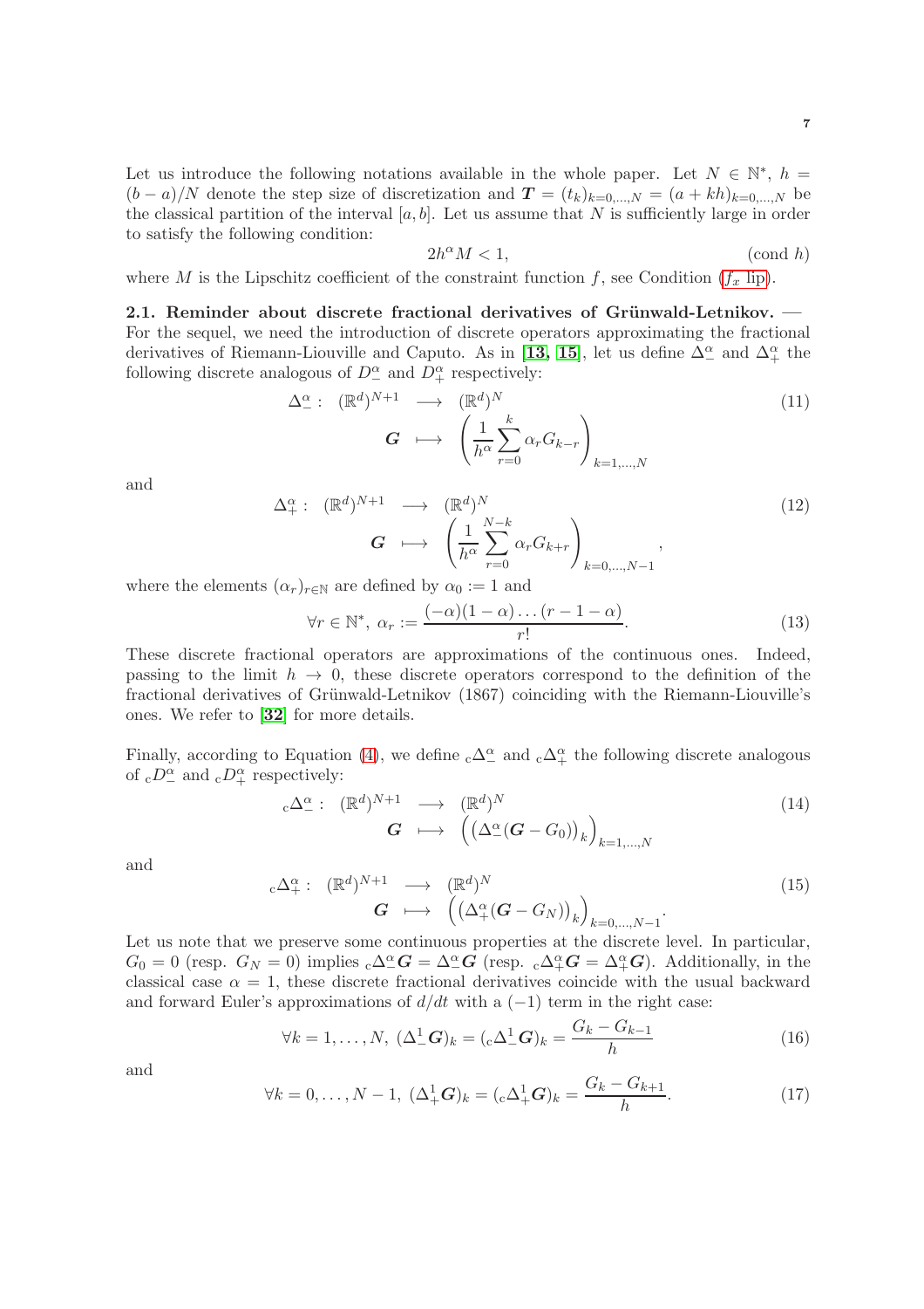Let us introduce the following notations available in the whole paper. Let $N \in \mathbb{N}^*$, $h = (b-a)/N$ denote the step size of discretization and $\boldsymbol{T} = (t_k)_{k=0,\dots,N} = (a+kh)_{k=0,\dots,N}$ be the classical partition of the interval $[a,b]$. Let us assume that $N$ is sufficiently large in order to satisfy the following condition:

$$2h^\alpha M < 1, \tag{cond $h$}$$

where $M$ is the Lipschitz coefficient of the constraint function $f$, see Condition ($f_x$ lip).

**2.1. Reminder about discrete fractional derivatives of Grünwald-Letnikov.** — For the sequel, we need the introduction of discrete operators approximating the fractional derivatives of Riemann-Liouville and Caputo. As in [**13, 15**], let us define $\Delta^\alpha_-$ and $\Delta^\alpha_+$ the following discrete analogous of $D^\alpha_-$ and $D^\alpha_+$ respectively:

$$\begin{array}{rccl} \Delta^\alpha_- : & (\mathbb{R}^d)^{N+1} & \longrightarrow & (\mathbb{R}^d)^N \\ & \boldsymbol{G} & \longmapsto & \left( \dfrac{1}{h^\alpha} \displaystyle\sum_{r=0}^{k} \alpha_r G_{k-r} \right)_{k=1,\dots,N} \end{array} \tag{11}$$

and

$$\begin{array}{rccl} \Delta^\alpha_+ : & (\mathbb{R}^d)^{N+1} & \longrightarrow & (\mathbb{R}^d)^N \\ & \boldsymbol{G} & \longmapsto & \left( \dfrac{1}{h^\alpha} \displaystyle\sum_{r=0}^{N-k} \alpha_r G_{k+r} \right)_{k=0,\dots,N-1} \end{array}, \tag{12}$$

where the elements $(\alpha_r)_{r\in\mathbb{N}}$ are defined by $\alpha_0 := 1$ and

$$\forall r \in \mathbb{N}^*,\ \alpha_r := \frac{(-\alpha)(1-\alpha)\dots(r-1-\alpha)}{r!}. \tag{13}$$

These discrete fractional operators are approximations of the continuous ones. Indeed, passing to the limit $h \to 0$, these discrete operators correspond to the definition of the fractional derivatives of Grünwald-Letnikov (1867) coinciding with the Riemann-Liouville's ones. We refer to [**32**] for more details.

Finally, according to Equation (4), we define ${}_{\rm c}\Delta^\alpha_-$ and ${}_{\rm c}\Delta^\alpha_+$ the following discrete analogous of ${}_{\rm c}D^\alpha_-$ and ${}_{\rm c}D^\alpha_+$ respectively:

$$\begin{array}{rccl} {}_{\rm c}\Delta^\alpha_- : & (\mathbb{R}^d)^{N+1} & \longrightarrow & (\mathbb{R}^d)^N \\ & \boldsymbol{G} & \longmapsto & \Big( \big(\Delta^\alpha_-(\boldsymbol{G} - G_0)\big)_k \Big)_{k=1,\dots,N} \end{array} \tag{14}$$

and

$$\begin{array}{rccl} {}_{\rm c}\Delta^\alpha_+ : & (\mathbb{R}^d)^{N+1} & \longrightarrow & (\mathbb{R}^d)^N \\ & \boldsymbol{G} & \longmapsto & \Big( \big(\Delta^\alpha_+(\boldsymbol{G} - G_N)\big)_k \Big)_{k=0,\dots,N-1} \end{array}. \tag{15}$$

Let us note that we preserve some continuous properties at the discrete level. In particular, $G_0 = 0$ (resp. $G_N = 0$) implies ${}_{\rm c}\Delta^\alpha_- \boldsymbol{G} = \Delta^\alpha_- \boldsymbol{G}$ (resp. ${}_{\rm c}\Delta^\alpha_+ \boldsymbol{G} = \Delta^\alpha_+ \boldsymbol{G}$). Additionally, in the classical case $\alpha = 1$, these discrete fractional derivatives coincide with the usual backward and forward Euler's approximations of $d/dt$ with a $(-1)$ term in the right case:

$$\forall k = 1,\dots,N,\ (\Delta^1_- \boldsymbol{G})_k = ({}_{\rm c}\Delta^1_- \boldsymbol{G})_k = \frac{G_k - G_{k-1}}{h} \tag{16}$$

and

$$\forall k = 0,\dots,N-1,\ (\Delta^1_+ \boldsymbol{G})_k = ({}_{\rm c}\Delta^1_+ \boldsymbol{G})_k = \frac{G_k - G_{k+1}}{h}. \tag{17}$$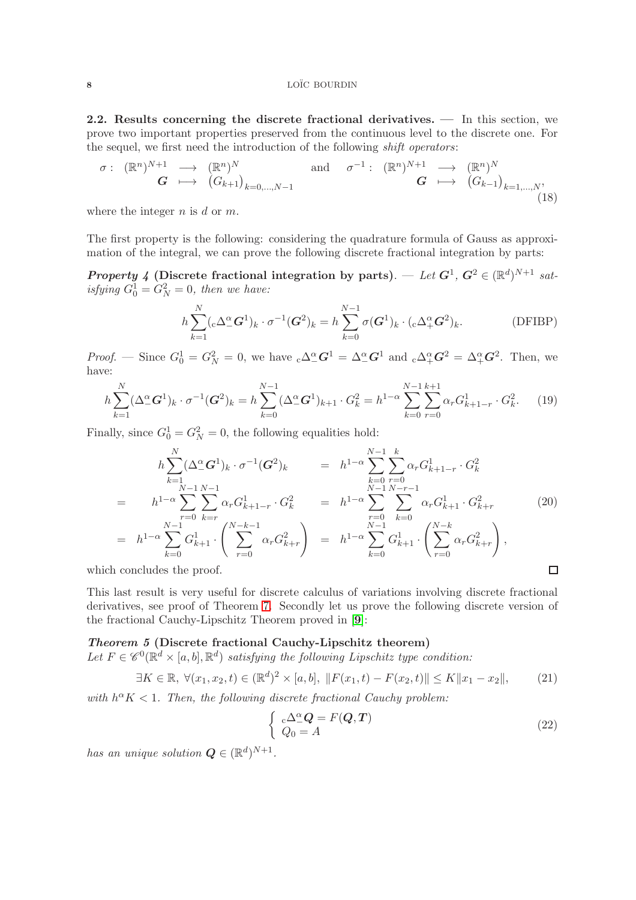**2.2. Results concerning the discrete fractional derivatives.** — In this section, we prove two important properties preserved from the continuous level to the discrete one. For the sequel, we first need the introduction of the following *shift operators*:

$$
\begin{array}{rccc} \sigma : & (\mathbb{R}^n)^{N+1} & \longrightarrow & (\mathbb{R}^n)^N \\ & \boldsymbol{G} & \longmapsto & (G_{k+1})_{k=0,\dots,N-1} \end{array} \quad \text{and} \quad \begin{array}{rccc} \sigma^{-1} : & (\mathbb{R}^n)^{N+1} & \longrightarrow & (\mathbb{R}^n)^N \\ & \boldsymbol{G} & \longmapsto & (G_{k-1})_{k=1,\dots,N}, \end{array} \tag{18}
$$

where the integer $n$ is $d$ or $m$.

The first property is the following: considering the quadrature formula of Gauss as approximation of the integral, we can prove the following discrete fractional integration by parts:

***Property 4* (Discrete fractional integration by parts).** — *Let $\boldsymbol{G}^1$, $\boldsymbol{G}^2 \in (\mathbb{R}^d)^{N+1}$ satisfying $G^1_0 = G^2_N = 0$, then we have:*

$$
h \sum_{k=1}^{N} ({}_{\rm c}\Delta^\alpha_- \boldsymbol{G}^1)_k \cdot \sigma^{-1}(\boldsymbol{G}^2)_k = h \sum_{k=0}^{N-1} \sigma(\boldsymbol{G}^1)_k \cdot ({}_{\rm c}\Delta^\alpha_+ \boldsymbol{G}^2)_k. \tag{DFIBP}
$$

*Proof.* — Since $G^1_0 = G^2_N = 0$, we have ${}_{\rm c}\Delta^\alpha_- \boldsymbol{G}^1 = \Delta^\alpha_- \boldsymbol{G}^1$ and ${}_{\rm c}\Delta^\alpha_+ \boldsymbol{G}^2 = \Delta^\alpha_+ \boldsymbol{G}^2$. Then, we have:

$$
h \sum_{k=1}^{N} (\Delta^\alpha_- \boldsymbol{G}^1)_k \cdot \sigma^{-1}(\boldsymbol{G}^2)_k = h \sum_{k=0}^{N-1} (\Delta^\alpha_- \boldsymbol{G}^1)_{k+1} \cdot G^2_k = h^{1-\alpha} \sum_{k=0}^{N-1} \sum_{r=0}^{k+1} \alpha_r G^1_{k+1-r} \cdot G^2_k. \tag{19}
$$

Finally, since $G^1_0 = G^2_N = 0$, the following equalities hold:

$$
\begin{aligned}
& h \sum_{k=1}^{N} (\Delta^\alpha_- \boldsymbol{G}^1)_k \cdot \sigma^{-1}(\boldsymbol{G}^2)_k && = h^{1-\alpha} \sum_{k=0}^{N-1} \sum_{r=0}^{k} \alpha_r G^1_{k+1-r} \cdot G^2_k \\
= \; & h^{1-\alpha} \sum_{r=0}^{N-1} \sum_{k=r}^{N-1} \alpha_r G^1_{k+1-r} \cdot G^2_k && = h^{1-\alpha} \sum_{r=0}^{N-1} \sum_{k=0}^{N-r-1} \alpha_r G^1_{k+1} \cdot G^2_{k+r} \\
= \; & h^{1-\alpha} \sum_{k=0}^{N-1} G^1_{k+1} \cdot \left( \sum_{r=0}^{N-k-1} \alpha_r G^2_{k+r} \right) && = h^{1-\alpha} \sum_{k=0}^{N-1} G^1_{k+1} \cdot \left( \sum_{r=0}^{N-k} \alpha_r G^2_{k+r} \right),
\end{aligned} \tag{20}
$$

which concludes the proof. □

This last result is very useful for discrete calculus of variations involving discrete fractional derivatives, see proof of Theorem 7. Secondly let us prove the following discrete version of the fractional Cauchy-Lipschitz Theorem proved in [9]:

***Theorem 5* (Discrete fractional Cauchy-Lipschitz theorem)**
*Let $F \in \mathscr{C}^0(\mathbb{R}^d \times [a,b], \mathbb{R}^d)$ satisfying the following Lipschitz type condition:*

$$
\exists K \in \mathbb{R}, \; \forall (x_1, x_2, t) \in (\mathbb{R}^d)^2 \times [a,b], \; \|F(x_1,t) - F(x_2,t)\| \leq K \|x_1 - x_2\|, \tag{21}
$$

*with $h^\alpha K < 1$. Then, the following discrete fractional Cauchy problem:*

$$
\left\{ \begin{array}{l} {}_{\rm c}\Delta^\alpha_- \boldsymbol{Q} = F(\boldsymbol{Q}, \boldsymbol{T}) \\ Q_0 = A \end{array} \right. \tag{22}
$$

*has an unique solution $\boldsymbol{Q} \in (\mathbb{R}^d)^{N+1}$.*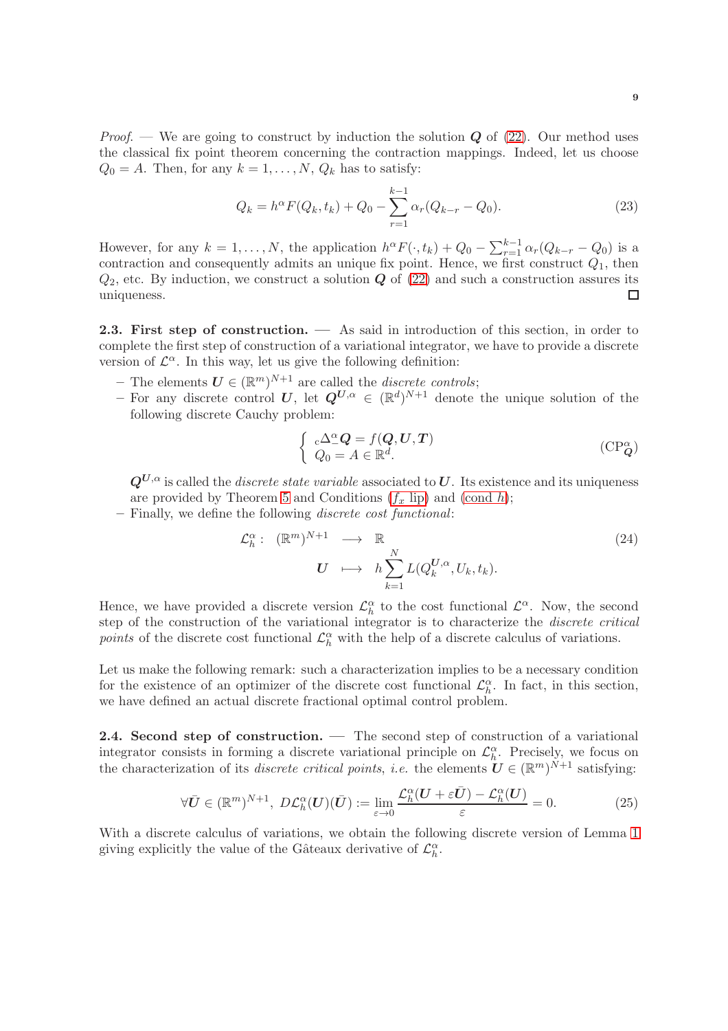*Proof.* — We are going to construct by induction the solution $\boldsymbol{Q}$ of (22). Our method uses the classical fix point theorem concerning the contraction mappings. Indeed, let us choose $Q_0 = A$. Then, for any $k = 1, \dots, N$, $Q_k$ has to satisfy:

$$Q_k = h^\alpha F(Q_k, t_k) + Q_0 - \sum_{r=1}^{k-1} \alpha_r (Q_{k-r} - Q_0). \tag{23}$$

However, for any $k = 1, \dots, N$, the application $h^\alpha F(\cdot, t_k) + Q_0 - \sum_{r=1}^{k-1} \alpha_r (Q_{k-r} - Q_0)$ is a contraction and consequently admits an unique fix point. Hence, we first construct $Q_1$, then $Q_2$, etc. By induction, we construct a solution $\boldsymbol{Q}$ of (22) and such a construction assures its uniqueness. □

**2.3. First step of construction.** — As said in introduction of this section, in order to complete the first step of construction of a variational integrator, we have to provide a discrete version of $\mathcal{L}^\alpha$. In this way, let us give the following definition:

- The elements $\boldsymbol{U} \in (\mathbb{R}^m)^{N+1}$ are called the *discrete controls*;
- For any discrete control $\boldsymbol{U}$, let $\boldsymbol{Q}^{\boldsymbol{U},\alpha} \in (\mathbb{R}^d)^{N+1}$ denote the unique solution of the following discrete Cauchy problem:

$$\left\{ \begin{array}{l} {}_c\Delta_-^\alpha \boldsymbol{Q} = f(\boldsymbol{Q}, \boldsymbol{U}, \boldsymbol{T}) \\ Q_0 = A \in \mathbb{R}^d. \end{array} \right. \tag{$\mathrm{CP}^\alpha_{\boldsymbol{Q}}$}$$

  $\boldsymbol{Q}^{\boldsymbol{U},\alpha}$ is called the *discrete state variable* associated to $\boldsymbol{U}$. Its existence and its uniqueness are provided by Theorem 5 and Conditions ($f_x$ lip) and (cond $h$);
- Finally, we define the following *discrete cost functional*:

$$\begin{array}{rccl} \mathcal{L}^\alpha_h : & (\mathbb{R}^m)^{N+1} & \longrightarrow & \mathbb{R} \\ & \boldsymbol{U} & \longmapsto & h \displaystyle\sum_{k=1}^{N} L(Q^{\boldsymbol{U},\alpha}_k, U_k, t_k). \end{array} \tag{24}$$

Hence, we have provided a discrete version $\mathcal{L}^\alpha_h$ to the cost functional $\mathcal{L}^\alpha$. Now, the second step of the construction of the variational integrator is to characterize the *discrete critical points* of the discrete cost functional $\mathcal{L}^\alpha_h$ with the help of a discrete calculus of variations.

Let us make the following remark: such a characterization implies to be a necessary condition for the existence of an optimizer of the discrete cost functional $\mathcal{L}^\alpha_h$. In fact, in this section, we have defined an actual discrete fractional optimal control problem.

**2.4. Second step of construction.** — The second step of construction of a variational integrator consists in forming a discrete variational principle on $\mathcal{L}^\alpha_h$. Precisely, we focus on the characterization of its *discrete critical points*, *i.e.* the elements $\boldsymbol{U} \in (\mathbb{R}^m)^{N+1}$ satisfying:

$$\forall \bar{\boldsymbol{U}} \in (\mathbb{R}^m)^{N+1},\ D\mathcal{L}^\alpha_h(\boldsymbol{U})(\bar{\boldsymbol{U}}) := \lim_{\varepsilon \to 0} \frac{\mathcal{L}^\alpha_h(\boldsymbol{U} + \varepsilon \bar{\boldsymbol{U}}) - \mathcal{L}^\alpha_h(\boldsymbol{U})}{\varepsilon} = 0. \tag{25}$$

With a discrete calculus of variations, we obtain the following discrete version of Lemma 1 giving explicitly the value of the Gâteaux derivative of $\mathcal{L}^\alpha_h$.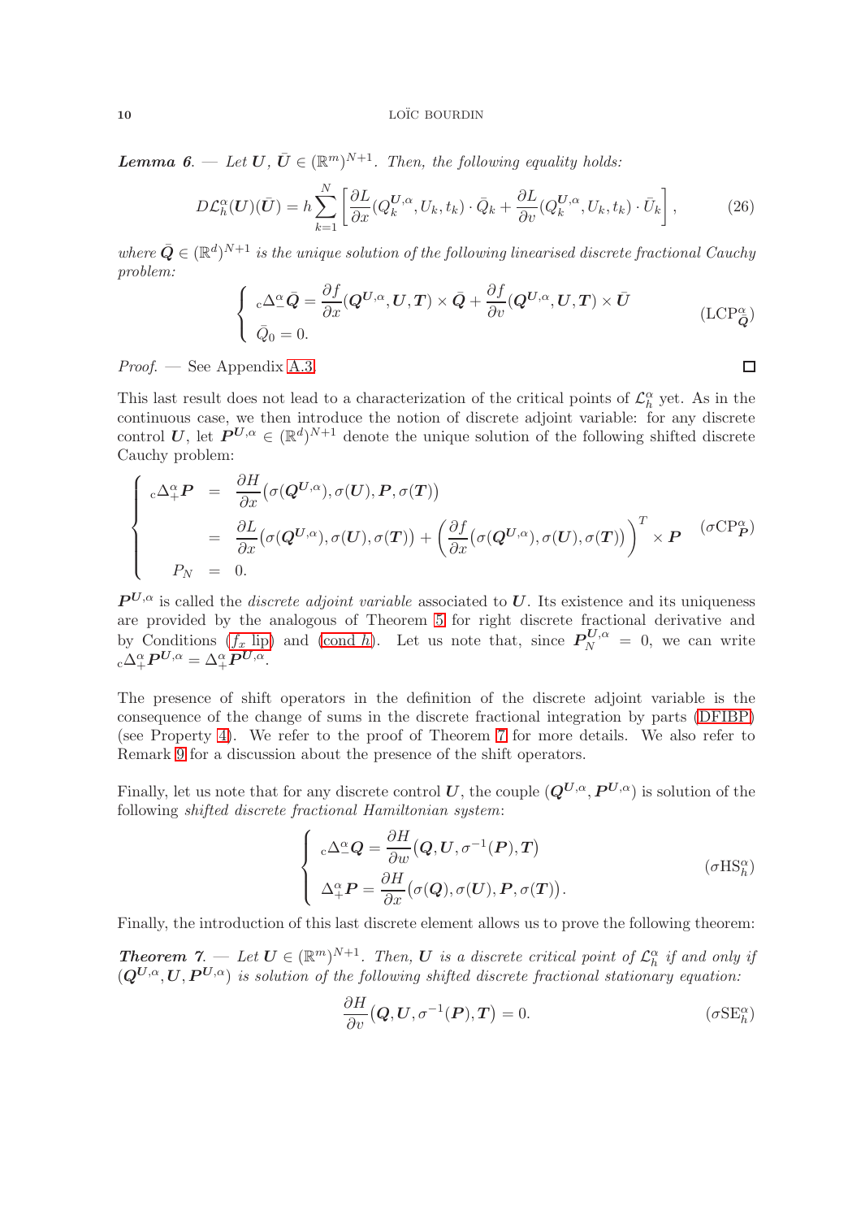***Lemma 6***. — *Let $\boldsymbol{U}, \bar{\boldsymbol{U}} \in (\mathbb{R}^m)^{N+1}$. Then, the following equality holds:*

$$D\mathcal{L}_h^\alpha(\boldsymbol{U})(\bar{\boldsymbol{U}}) = h \sum_{k=1}^{N} \left[ \frac{\partial L}{\partial x}(Q_k^{\boldsymbol{U},\alpha}, U_k, t_k) \cdot \bar{Q}_k + \frac{\partial L}{\partial v}(Q_k^{\boldsymbol{U},\alpha}, U_k, t_k) \cdot \bar{U}_k \right], \tag{26}$$

*where $\bar{\boldsymbol{Q}} \in (\mathbb{R}^d)^{N+1}$ is the unique solution of the following linearised discrete fractional Cauchy problem:*

$$\begin{cases} {}_{\rm c}\Delta_-^\alpha \bar{\boldsymbol{Q}} = \dfrac{\partial f}{\partial x}(\boldsymbol{Q}^{\boldsymbol{U},\alpha}, \boldsymbol{U}, \boldsymbol{T}) \times \bar{\boldsymbol{Q}} + \dfrac{\partial f}{\partial v}(\boldsymbol{Q}^{\boldsymbol{U},\alpha}, \boldsymbol{U}, \boldsymbol{T}) \times \bar{\boldsymbol{U}} \\ \bar{Q}_0 = 0. \end{cases} \tag{LCP$^\alpha_{\bar{\boldsymbol{Q}}}$}$$

*Proof.* — See Appendix A.3. □

This last result does not lead to a characterization of the critical points of $\mathcal{L}_h^\alpha$ yet. As in the continuous case, we then introduce the notion of discrete adjoint variable: for any discrete control $\boldsymbol{U}$, let $\boldsymbol{P}^{\boldsymbol{U},\alpha} \in (\mathbb{R}^d)^{N+1}$ denote the unique solution of the following shifted discrete Cauchy problem:

$$\begin{cases} {}_{\rm c}\Delta_+^\alpha \boldsymbol{P} &= \dfrac{\partial H}{\partial x}\big(\sigma(\boldsymbol{Q}^{\boldsymbol{U},\alpha}), \sigma(\boldsymbol{U}), \boldsymbol{P}, \sigma(\boldsymbol{T})\big) \\ &= \dfrac{\partial L}{\partial x}\big(\sigma(\boldsymbol{Q}^{\boldsymbol{U},\alpha}), \sigma(\boldsymbol{U}), \sigma(\boldsymbol{T})\big) + \left(\dfrac{\partial f}{\partial x}\big(\sigma(\boldsymbol{Q}^{\boldsymbol{U},\alpha}), \sigma(\boldsymbol{U}), \sigma(\boldsymbol{T})\big)\right)^T \times \boldsymbol{P} \\ P_N &= 0. \end{cases} \tag{$\sigma$CP$^\alpha_{\boldsymbol{P}}$}$$

$\boldsymbol{P}^{\boldsymbol{U},\alpha}$ is called the *discrete adjoint variable* associated to $\boldsymbol{U}$. Its existence and its uniqueness are provided by the analogous of Theorem 5 for right discrete fractional derivative and by Conditions ($f_x$ lip) and (cond $h$). Let us note that, since $\boldsymbol{P}_N^{\boldsymbol{U},\alpha} = 0$, we can write ${}_{\rm c}\Delta_+^\alpha \boldsymbol{P}^{\boldsymbol{U},\alpha} = \Delta_+^\alpha \boldsymbol{P}^{\boldsymbol{U},\alpha}$.

The presence of shift operators in the definition of the discrete adjoint variable is the consequence of the change of sums in the discrete fractional integration by parts (DFIBP) (see Property 4). We refer to the proof of Theorem 7 for more details. We also refer to Remark 9 for a discussion about the presence of the shift operators.

Finally, let us note that for any discrete control $\boldsymbol{U}$, the couple $(\boldsymbol{Q}^{\boldsymbol{U},\alpha}, \boldsymbol{P}^{\boldsymbol{U},\alpha})$ is solution of the following *shifted discrete fractional Hamiltonian system*:

$$\begin{cases} {}_{\rm c}\Delta_-^\alpha \boldsymbol{Q} = \dfrac{\partial H}{\partial w}\big(\boldsymbol{Q}, \boldsymbol{U}, \sigma^{-1}(\boldsymbol{P}), \boldsymbol{T}\big) \\ \Delta_+^\alpha \boldsymbol{P} = \dfrac{\partial H}{\partial x}\big(\sigma(\boldsymbol{Q}), \sigma(\boldsymbol{U}), \boldsymbol{P}, \sigma(\boldsymbol{T})\big). \end{cases} \tag{$\sigma$HS$^\alpha_h$}$$

Finally, the introduction of this last discrete element allows us to prove the following theorem:

***Theorem 7***. — *Let $\boldsymbol{U} \in (\mathbb{R}^m)^{N+1}$. Then, $\boldsymbol{U}$ is a discrete critical point of $\mathcal{L}_h^\alpha$ if and only if $(\boldsymbol{Q}^{\boldsymbol{U},\alpha}, \boldsymbol{U}, \boldsymbol{P}^{\boldsymbol{U},\alpha})$ is solution of the following shifted discrete fractional stationary equation:*

$$\frac{\partial H}{\partial v}\big(\boldsymbol{Q}, \boldsymbol{U}, \sigma^{-1}(\boldsymbol{P}), \boldsymbol{T}\big) = 0. \tag{$\sigma$SE$^\alpha_h$}$$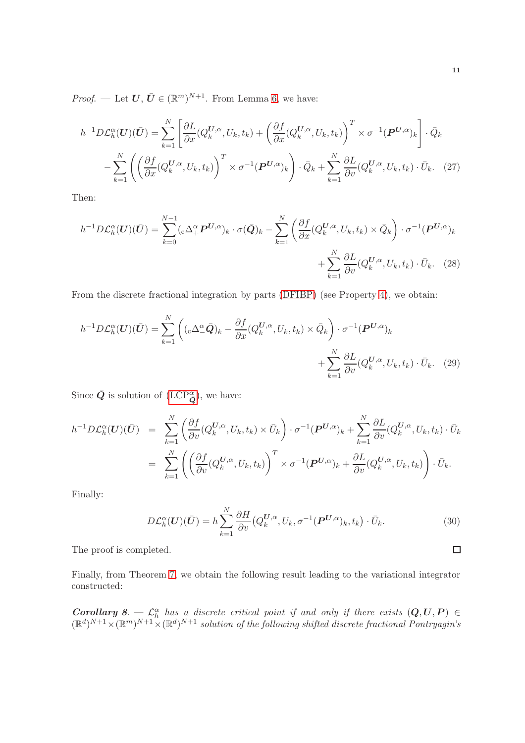*Proof.* — Let $\boldsymbol{U}, \bar{\boldsymbol{U}} \in (\mathbb{R}^m)^{N+1}$. From Lemma 6, we have:

$$h^{-1} D\mathcal{L}_h^\alpha(\boldsymbol{U})(\bar{\boldsymbol{U}}) = \sum_{k=1}^{N} \left[ \frac{\partial L}{\partial x}(Q_k^{\boldsymbol{U},\alpha}, U_k, t_k) + \left( \frac{\partial f}{\partial x}(Q_k^{\boldsymbol{U},\alpha}, U_k, t_k) \right)^T \times \sigma^{-1}(\boldsymbol{P}^{\boldsymbol{U},\alpha})_k \right] \cdot \bar{Q}_k$$
$$- \sum_{k=1}^{N} \left( \left( \frac{\partial f}{\partial x}(Q_k^{\boldsymbol{U},\alpha}, U_k, t_k) \right)^T \times \sigma^{-1}(\boldsymbol{P}^{\boldsymbol{U},\alpha})_k \right) \cdot \bar{Q}_k + \sum_{k=1}^{N} \frac{\partial L}{\partial v}(Q_k^{\boldsymbol{U},\alpha}, U_k, t_k) \cdot \bar{U}_k. \quad (27)$$

Then:

$$h^{-1} D\mathcal{L}_h^\alpha(\boldsymbol{U})(\bar{\boldsymbol{U}}) = \sum_{k=0}^{N-1} ({}_{\mathrm{c}}\Delta_+^\alpha \boldsymbol{P}^{\boldsymbol{U},\alpha})_k \cdot \sigma(\bar{\boldsymbol{Q}})_k - \sum_{k=1}^{N} \left( \frac{\partial f}{\partial x}(Q_k^{\boldsymbol{U},\alpha}, U_k, t_k) \times \bar{Q}_k \right) \cdot \sigma^{-1}(\boldsymbol{P}^{\boldsymbol{U},\alpha})_k$$
$$+ \sum_{k=1}^{N} \frac{\partial L}{\partial v}(Q_k^{\boldsymbol{U},\alpha}, U_k, t_k) \cdot \bar{U}_k. \quad (28)$$

From the discrete fractional integration by parts (DFIBP) (see Property 4), we obtain:

$$h^{-1} D\mathcal{L}_h^\alpha(\boldsymbol{U})(\bar{\boldsymbol{U}}) = \sum_{k=1}^{N} \left( ({}_{\mathrm{c}}\Delta_-^\alpha \bar{\boldsymbol{Q}})_k - \frac{\partial f}{\partial x}(Q_k^{\boldsymbol{U},\alpha}, U_k, t_k) \times \bar{Q}_k \right) \cdot \sigma^{-1}(\boldsymbol{P}^{\boldsymbol{U},\alpha})_k$$
$$+ \sum_{k=1}^{N} \frac{\partial L}{\partial v}(Q_k^{\boldsymbol{U},\alpha}, U_k, t_k) \cdot \bar{U}_k. \quad (29)$$

Since $\bar{\boldsymbol{Q}}$ is solution of ($\mathrm{LCP}^\alpha_{\bar{\boldsymbol{Q}}}$), we have:

$$\begin{aligned} h^{-1} D\mathcal{L}_h^\alpha(\boldsymbol{U})(\bar{\boldsymbol{U}}) &= \sum_{k=1}^{N} \left( \frac{\partial f}{\partial v}(Q_k^{\boldsymbol{U},\alpha}, U_k, t_k) \times \bar{U}_k \right) \cdot \sigma^{-1}(\boldsymbol{P}^{\boldsymbol{U},\alpha})_k + \sum_{k=1}^{N} \frac{\partial L}{\partial v}(Q_k^{\boldsymbol{U},\alpha}, U_k, t_k) \cdot \bar{U}_k \\ &= \sum_{k=1}^{N} \left( \left( \frac{\partial f}{\partial v}(Q_k^{\boldsymbol{U},\alpha}, U_k, t_k) \right)^T \times \sigma^{-1}(\boldsymbol{P}^{\boldsymbol{U},\alpha})_k + \frac{\partial L}{\partial v}(Q_k^{\boldsymbol{U},\alpha}, U_k, t_k) \right) \cdot \bar{U}_k. \end{aligned}$$

Finally:

$$D\mathcal{L}_h^\alpha(\boldsymbol{U})(\bar{\boldsymbol{U}}) = h \sum_{k=1}^{N} \frac{\partial H}{\partial v}\big(Q_k^{\boldsymbol{U},\alpha}, U_k, \sigma^{-1}(\boldsymbol{P}^{\boldsymbol{U},\alpha})_k, t_k\big) \cdot \bar{U}_k. \quad (30)$$

The proof is completed. $\square$

Finally, from Theorem 7, we obtain the following result leading to the variational integrator constructed:

***Corollary 8.*** — *$\mathcal{L}_h^\alpha$ has a discrete critical point if and only if there exists $(\boldsymbol{Q}, \boldsymbol{U}, \boldsymbol{P}) \in (\mathbb{R}^d)^{N+1} \times (\mathbb{R}^m)^{N+1} \times (\mathbb{R}^d)^{N+1}$ solution of the following shifted discrete fractional Pontryagin's*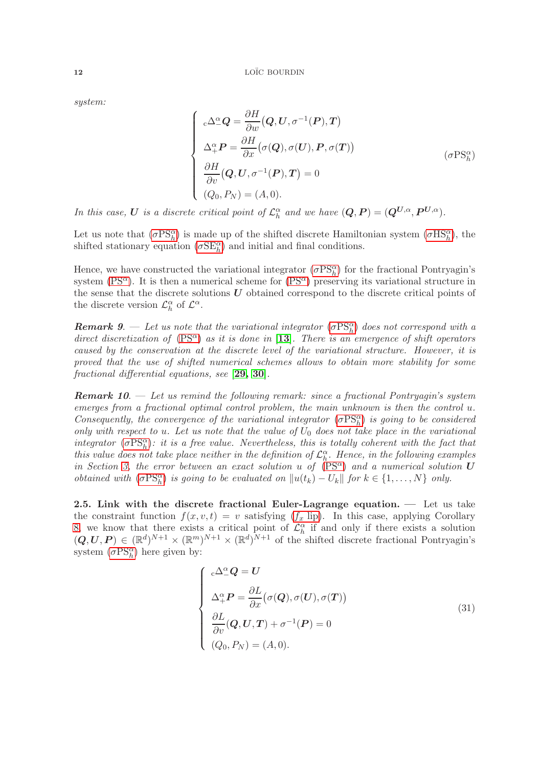*system:*

$$
\begin{cases}
{}_{\mathrm{c}}\Delta^{\alpha}_{-} \boldsymbol{Q} = \dfrac{\partial H}{\partial w}(\boldsymbol{Q}, \boldsymbol{U}, \sigma^{-1}(\boldsymbol{P}), \boldsymbol{T}) \\[2mm]
\Delta^{\alpha}_{+} \boldsymbol{P} = \dfrac{\partial H}{\partial x}\big(\sigma(\boldsymbol{Q}), \sigma(\boldsymbol{U}), \boldsymbol{P}, \sigma(\boldsymbol{T})\big) \\[2mm]
\dfrac{\partial H}{\partial v}(\boldsymbol{Q}, \boldsymbol{U}, \sigma^{-1}(\boldsymbol{P}), \boldsymbol{T}) = 0 \\[2mm]
(Q_0, P_N) = (A, 0).
\end{cases}
\tag{$\sigma\mathrm{PS}^{\alpha}_h$}
$$

*In this case, $\boldsymbol{U}$ is a discrete critical point of $\mathcal{L}^{\alpha}_h$ and we have $(\boldsymbol{Q}, \boldsymbol{P}) = (\boldsymbol{Q}^{\boldsymbol{U},\alpha}, \boldsymbol{P}^{\boldsymbol{U},\alpha})$.*

Let us note that ($\sigma\mathrm{PS}^{\alpha}_h$) is made up of the shifted discrete Hamiltonian system ($\sigma\mathrm{HS}^{\alpha}_h$), the shifted stationary equation ($\sigma\mathrm{SE}^{\alpha}_h$) and initial and final conditions.

Hence, we have constructed the variational integrator ($\sigma\mathrm{PS}^{\alpha}_h$) for the fractional Pontryagin's system ($\mathrm{PS}^{\alpha}$). It is then a numerical scheme for ($\mathrm{PS}^{\alpha}$) preserving its variational structure in the sense that the discrete solutions $\boldsymbol{U}$ obtained correspond to the discrete critical points of the discrete version $\mathcal{L}^{\alpha}_h$ of $\mathcal{L}^{\alpha}$.

***Remark 9***. — *Let us note that the variational integrator ($\sigma\mathrm{PS}^{\alpha}_h$) does not correspond with a direct discretization of ($\mathrm{PS}^{\alpha}$) as it is done in* [**13**]. *There is an emergence of shift operators caused by the conservation at the discrete level of the variational structure. However, it is proved that the use of shifted numerical schemes allows to obtain more stability for some fractional differential equations, see* [**29, 30**].

***Remark 10***. — *Let us remind the following remark: since a fractional Pontryagin's system emerges from a fractional optimal control problem, the main unknown is then the control $u$. Consequently, the convergence of the variational integrator ($\sigma\mathrm{PS}^{\alpha}_h$) is going to be considered only with respect to $u$. Let us note that the value of $U_0$ does not take place in the variational integrator ($\sigma\mathrm{PS}^{\alpha}_h$): it is a free value. Nevertheless, this is totally coherent with the fact that this value does not take place neither in the definition of $\mathcal{L}^{\alpha}_h$. Hence, in the following examples in Section 3, the error between an exact solution $u$ of ($\mathrm{PS}^{\alpha}$) and a numerical solution $\boldsymbol{U}$ obtained with ($\sigma\mathrm{PS}^{\alpha}_h$) is going to be evaluated on $\|u(t_k) - U_k\|$ for $k \in \{1, \dots, N\}$ only.*

**2.5. Link with the discrete fractional Euler-Lagrange equation.** — Let us take the constraint function $f(x, v, t) = v$ satisfying ($f_x$ lip). In this case, applying Corollary 8, we know that there exists a critical point of $\mathcal{L}^{\alpha}_h$ if and only if there exists a solution $(\boldsymbol{Q}, \boldsymbol{U}, \boldsymbol{P}) \in (\mathbb{R}^d)^{N+1} \times (\mathbb{R}^m)^{N+1} \times (\mathbb{R}^d)^{N+1}$ of the shifted discrete fractional Pontryagin's system ($\sigma\mathrm{PS}^{\alpha}_h$) here given by:

$$
\begin{cases}
{}_{\mathrm{c}}\Delta^{\alpha}_{-} \boldsymbol{Q} = \boldsymbol{U} \\[2mm]
\Delta^{\alpha}_{+} \boldsymbol{P} = \dfrac{\partial L}{\partial x}\big(\sigma(\boldsymbol{Q}), \sigma(\boldsymbol{U}), \sigma(\boldsymbol{T})\big) \\[2mm]
\dfrac{\partial L}{\partial v}(\boldsymbol{Q}, \boldsymbol{U}, \boldsymbol{T}) + \sigma^{-1}(\boldsymbol{P}) = 0 \\[2mm]
(Q_0, P_N) = (A, 0).
\end{cases}
\tag{31}
$$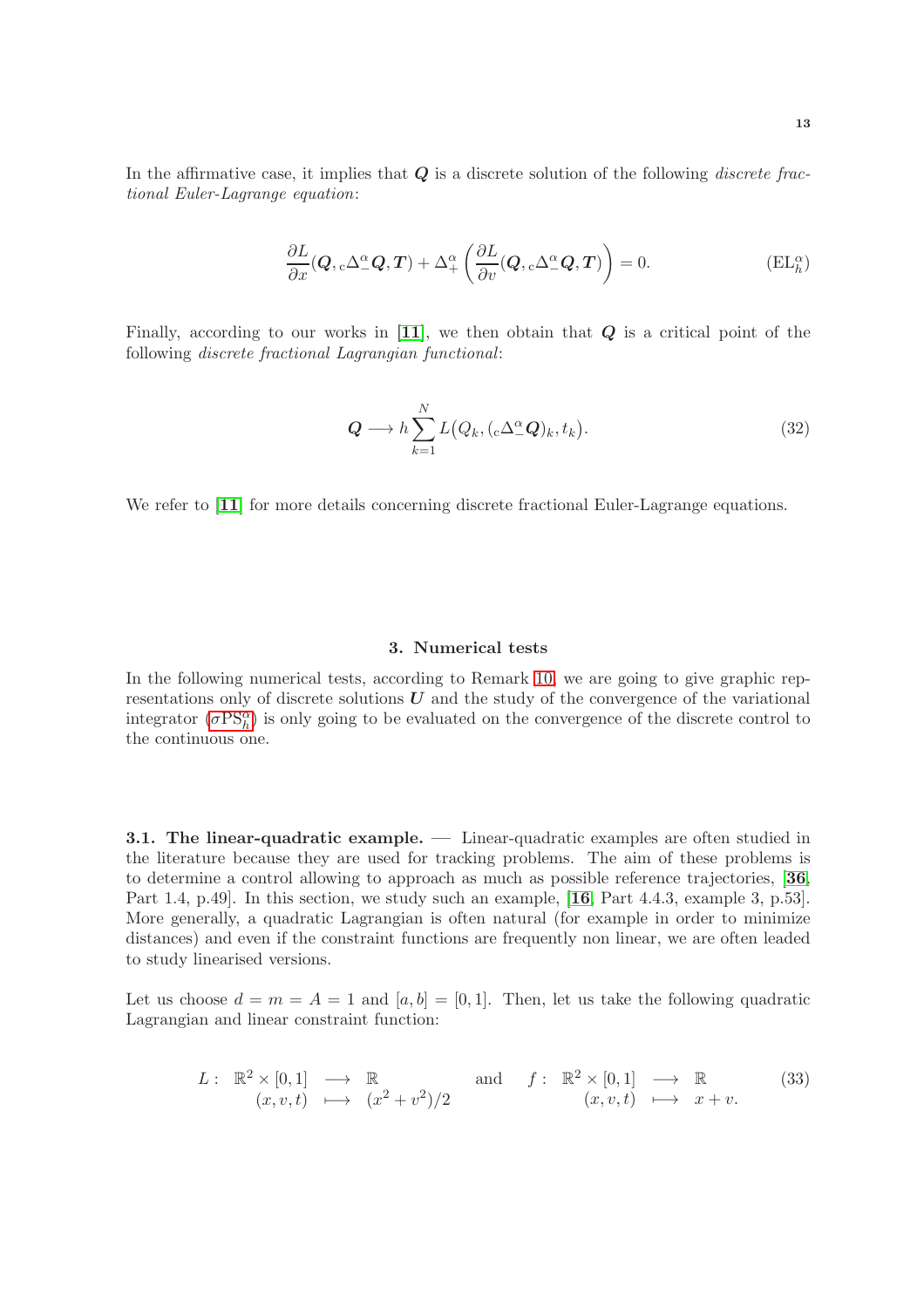In the affirmative case, it implies that $\boldsymbol{Q}$ is a discrete solution of the following *discrete fractional Euler-Lagrange equation*:

$$\frac{\partial L}{\partial x}(\boldsymbol{Q}, {}_{\mathrm{c}}\Delta^{\alpha}_{-}\boldsymbol{Q}, \boldsymbol{T}) + \Delta^{\alpha}_{+}\left(\frac{\partial L}{\partial v}(\boldsymbol{Q}, {}_{\mathrm{c}}\Delta^{\alpha}_{-}\boldsymbol{Q}, \boldsymbol{T})\right) = 0. \tag{$\mathrm{EL}^{\alpha}_{h}$}$$

Finally, according to our works in [11], we then obtain that $\boldsymbol{Q}$ is a critical point of the following *discrete fractional Lagrangian functional*:

$$\boldsymbol{Q} \longrightarrow h \sum_{k=1}^{N} L\big(Q_k, ({}_{\mathrm{c}}\Delta^{\alpha}_{-}\boldsymbol{Q})_k, t_k\big). \tag{32}$$

We refer to [11] for more details concerning discrete fractional Euler-Lagrange equations.

## 3. Numerical tests

In the following numerical tests, according to Remark 10, we are going to give graphic representations only of discrete solutions $\boldsymbol{U}$ and the study of the convergence of the variational integrator ($\sigma\mathrm{PS}^{\alpha}_{h}$) is only going to be evaluated on the convergence of the discrete control to the continuous one.

**3.1. The linear-quadratic example.** — Linear-quadratic examples are often studied in the literature because they are used for tracking problems. The aim of these problems is to determine a control allowing to approach as much as possible reference trajectories, [36, Part 1.4, p.49]. In this section, we study such an example, [16, Part 4.4.3, example 3, p.53]. More generally, a quadratic Lagrangian is often natural (for example in order to minimize distances) and even if the constraint functions are frequently non linear, we are often leaded to study linearised versions.

Let us choose $d = m = A = 1$ and $[a, b] = [0, 1]$. Then, let us take the following quadratic Lagrangian and linear constraint function:

$$L: \begin{array}{ccc} \mathbb{R}^2 \times [0,1] & \longrightarrow & \mathbb{R} \\ (x, v, t) & \longmapsto & (x^2 + v^2)/2 \end{array} \qquad \text{and} \qquad f: \begin{array}{ccc} \mathbb{R}^2 \times [0,1] & \longrightarrow & \mathbb{R} \\ (x, v, t) & \longmapsto & x + v. \end{array} \tag{33}$$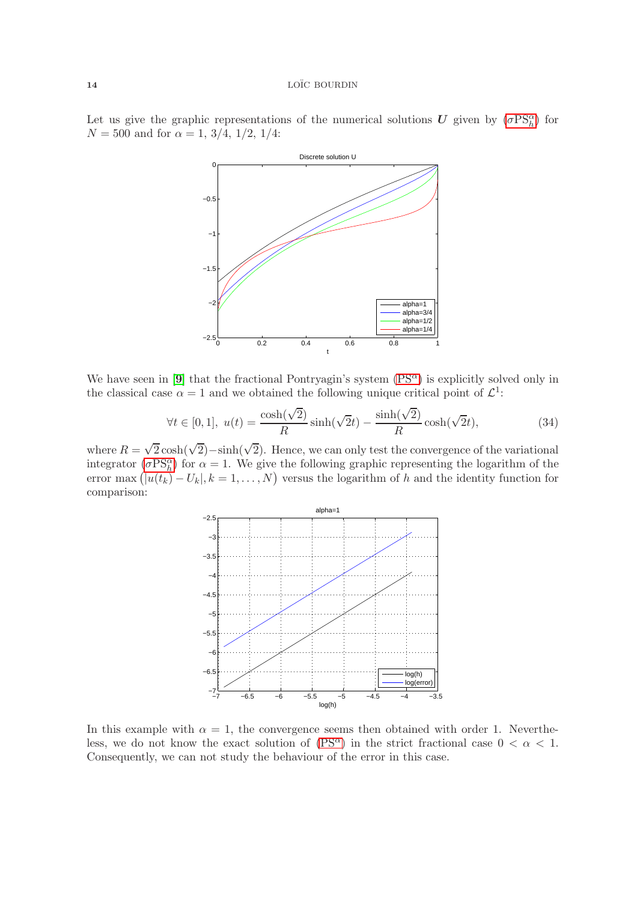Let us give the graphic representations of the numerical solutions $\boldsymbol{U}$ given by ($\sigma \mathrm{PS}_h^\alpha$) for $N = 500$ and for $\alpha = 1,\ 3/4,\ 1/2,\ 1/4$:

We have seen in [9] that the fractional Pontryagin's system ($\mathrm{PS}^\alpha$) is explicitly solved only in the classical case $\alpha = 1$ and we obtained the following unique critical point of $\mathcal{L}^1$:

$$\forall t \in [0,1],\ u(t) = \frac{\cosh(\sqrt{2})}{R} \sinh(\sqrt{2}t) - \frac{\sinh(\sqrt{2})}{R} \cosh(\sqrt{2}t), \tag{34}$$

where $R = \sqrt{2}\cosh(\sqrt{2}) - \sinh(\sqrt{2})$. Hence, we can only test the convergence of the variational integrator ($\sigma \mathrm{PS}_h^\alpha$) for $\alpha = 1$. We give the following graphic representing the logarithm of the error $\max\big(|u(t_k) - U_k|, k = 1, \ldots, N\big)$ versus the logarithm of $h$ and the identity function for comparison:

In this example with $\alpha = 1$, the convergence seems then obtained with order 1. Nevertheless, we do not know the exact solution of ($\mathrm{PS}^\alpha$) in the strict fractional case $0 < \alpha < 1$. Consequently, we can not study the behaviour of the error in this case.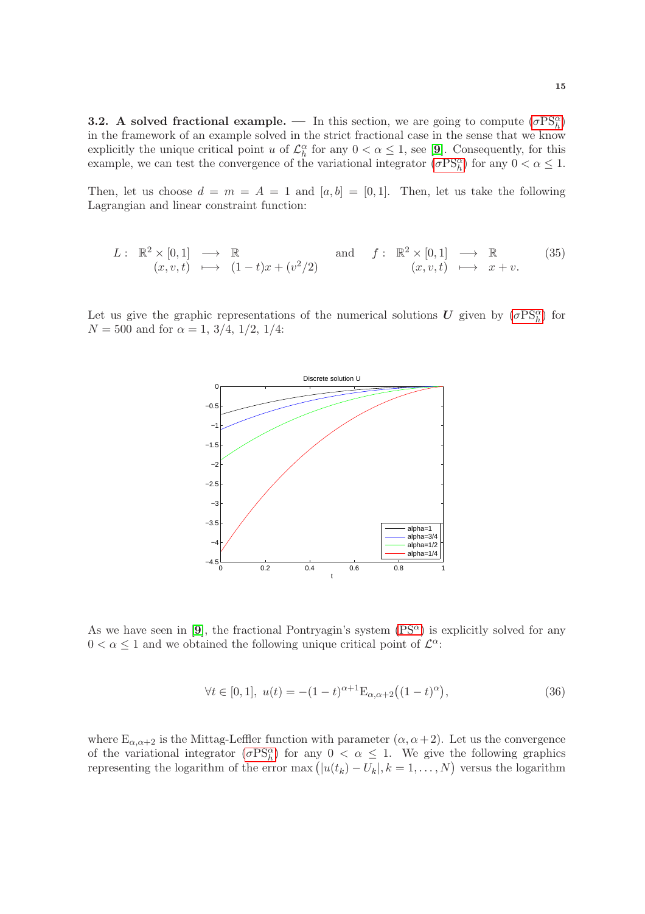**3.2. A solved fractional example.** — In this section, we are going to compute ($\sigma\text{PS}_h^\alpha$) in the framework of an example solved in the strict fractional case in the sense that we know explicitly the unique critical point $u$ of $\mathcal{L}_h^\alpha$ for any $0 < \alpha \leq 1$, see [9]. Consequently, for this example, we can test the convergence of the variational integrator ($\sigma\text{PS}_h^\alpha$) for any $0 < \alpha \leq 1$.

Then, let us choose $d = m = A = 1$ and $[a,b] = [0,1]$. Then, let us take the following Lagrangian and linear constraint function:

$$
\begin{array}{rccl} L: & \mathbb{R}^2 \times [0,1] & \longrightarrow & \mathbb{R} \\ & (x,v,t) & \longmapsto & (1-t)x + (v^2/2) \end{array} \quad \text{and} \quad \begin{array}{rccl} f: & \mathbb{R}^2 \times [0,1] & \longrightarrow & \mathbb{R} \\ & (x,v,t) & \longmapsto & x+v. \end{array} \tag{35}
$$

Let us give the graphic representations of the numerical solutions $\boldsymbol{U}$ given by ($\sigma\text{PS}_h^\alpha$) for $N = 500$ and for $\alpha = 1,\ 3/4,\ 1/2,\ 1/4$:

As we have seen in [9], the fractional Pontryagin's system ($\text{PS}^\alpha$) is explicitly solved for any $0 < \alpha \leq 1$ and we obtained the following unique critical point of $\mathcal{L}^\alpha$:

$$
\forall t \in [0,1],\ u(t) = -(1-t)^{\alpha+1} \mathrm{E}_{\alpha,\alpha+2}\big((1-t)^\alpha\big), \tag{36}
$$

where $\mathrm{E}_{\alpha,\alpha+2}$ is the Mittag-Leffler function with parameter $(\alpha, \alpha+2)$. Let us the convergence of the variational integrator ($\sigma\text{PS}_h^\alpha$) for any $0 < \alpha \leq 1$. We give the following graphics representing the logarithm of the error $\max\big(|u(t_k) - U_k|, k = 1,\dots,N\big)$ versus the logarithm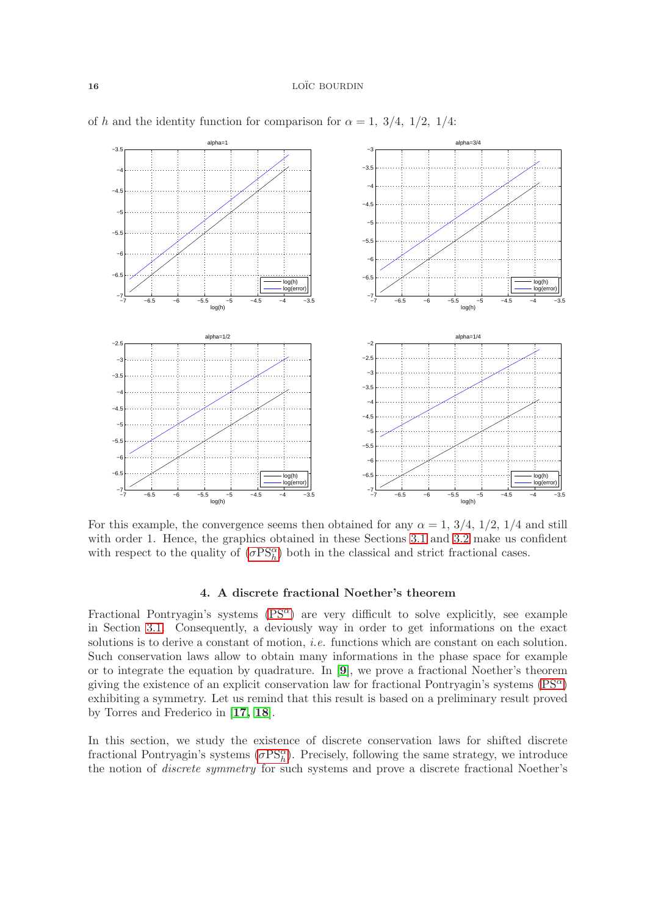of $h$ and the identity function for comparison for $\alpha = 1,\ 3/4,\ 1/2,\ 1/4$:

For this example, the convergence seems then obtained for any $\alpha = 1,\ 3/4,\ 1/2,\ 1/4$ and still with order 1. Hence, the graphics obtained in these Sections 3.1 and 3.2 make us confident with respect to the quality of ($\sigma\mathrm{PS}^{\alpha}_{h}$) both in the classical and strict fractional cases.

## 4. A discrete fractional Noether's theorem

Fractional Pontryagin's systems ($\mathrm{PS}^{\alpha}$) are very difficult to solve explicitly, see example in Section 3.1. Consequently, a deviously way in order to get informations on the exact solutions is to derive a constant of motion, *i.e.* functions which are constant on each solution. Such conservation laws allow to obtain many informations in the phase space for example or to integrate the equation by quadrature. In [**9**], we prove a fractional Noether's theorem giving the existence of an explicit conservation law for fractional Pontryagin's systems ($\mathrm{PS}^{\alpha}$) exhibiting a symmetry. Let us remind that this result is based on a preliminary result proved by Torres and Frederico in [**17**, **18**].

In this section, we study the existence of discrete conservation laws for shifted discrete fractional Pontryagin's systems ($\sigma\mathrm{PS}^{\alpha}_{h}$). Precisely, following the same strategy, we introduce the notion of *discrete symmetry* for such systems and prove a discrete fractional Noether's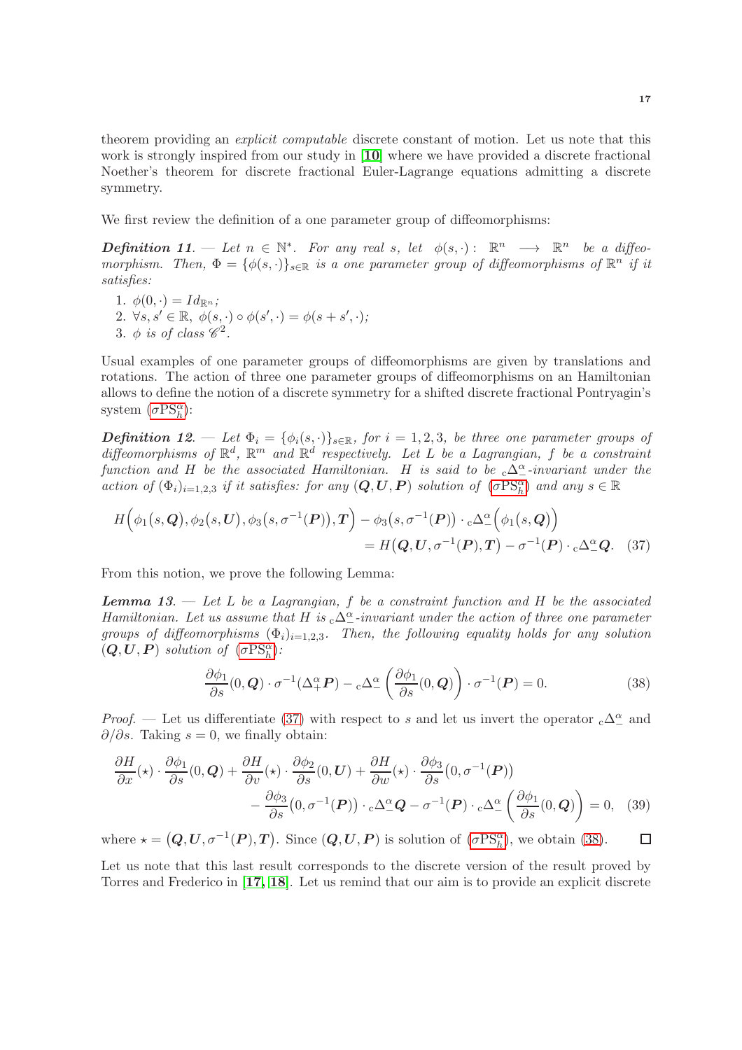theorem providing an *explicit computable* discrete constant of motion. Let us note that this work is strongly inspired from our study in [10] where we have provided a discrete fractional Noether's theorem for discrete fractional Euler-Lagrange equations admitting a discrete symmetry.

We first review the definition of a one parameter group of diffeomorphisms:

***Definition 11.*** — *Let $n \in \mathbb{N}^*$. For any real $s$, let $\phi(s,\cdot) : \mathbb{R}^n \longrightarrow \mathbb{R}^n$ be a diffeomorphism. Then, $\Phi = \{\phi(s,\cdot)\}_{s\in\mathbb{R}}$ is a one parameter group of diffeomorphisms of $\mathbb{R}^n$ if it satisfies:*

1. *$\phi(0,\cdot) = Id_{\mathbb{R}^n}$;*
2. *$\forall s, s' \in \mathbb{R}$, $\phi(s,\cdot) \circ \phi(s',\cdot) = \phi(s+s',\cdot)$;*
3. *$\phi$ is of class $\mathscr{C}^2$.*

Usual examples of one parameter groups of diffeomorphisms are given by translations and rotations. The action of three one parameter groups of diffeomorphisms on an Hamiltonian allows to define the notion of a discrete symmetry for a shifted discrete fractional Pontryagin's system ($\sigma\mathrm{PS}^\alpha_h$):

***Definition 12.*** — *Let $\Phi_i = \{\phi_i(s,\cdot)\}_{s\in\mathbb{R}}$, for $i = 1,2,3$, be three one parameter groups of diffeomorphisms of $\mathbb{R}^d$, $\mathbb{R}^m$ and $\mathbb{R}^d$ respectively. Let $L$ be a Lagrangian, $f$ be a constraint function and $H$ be the associated Hamiltonian. $H$ is said to be ${}_{\mathrm{c}}\Delta^\alpha_-$-invariant under the action of $(\Phi_i)_{i=1,2,3}$ if it satisfies: for any $(\boldsymbol{Q},\boldsymbol{U},\boldsymbol{P})$ solution of ($\sigma\mathrm{PS}^\alpha_h$) and any $s \in \mathbb{R}$*

$$
H\Big(\phi_1\big(s,\boldsymbol{Q}\big),\phi_2\big(s,\boldsymbol{U}\big),\phi_3\big(s,\sigma^{-1}(\boldsymbol{P})\big),\boldsymbol{T}\Big) - \phi_3\big(s,\sigma^{-1}(\boldsymbol{P})\big)\cdot {}_{\mathrm{c}}\Delta^\alpha_-\Big(\phi_1\big(s,\boldsymbol{Q}\big)\Big) = H\big(\boldsymbol{Q},\boldsymbol{U},\sigma^{-1}(\boldsymbol{P}),\boldsymbol{T}\big) - \sigma^{-1}(\boldsymbol{P})\cdot {}_{\mathrm{c}}\Delta^\alpha_-\boldsymbol{Q}. \quad (37)
$$

From this notion, we prove the following Lemma:

***Lemma 13.*** — *Let $L$ be a Lagrangian, $f$ be a constraint function and $H$ be the associated Hamiltonian. Let us assume that $H$ is ${}_{\mathrm{c}}\Delta^\alpha_-$-invariant under the action of three one parameter groups of diffeomorphisms $(\Phi_i)_{i=1,2,3}$. Then, the following equality holds for any solution $(\boldsymbol{Q},\boldsymbol{U},\boldsymbol{P})$ solution of ($\sigma\mathrm{PS}^\alpha_h$):*

$$
\frac{\partial\phi_1}{\partial s}(0,\boldsymbol{Q})\cdot\sigma^{-1}(\Delta^\alpha_+\boldsymbol{P}) - {}_{\mathrm{c}}\Delta^\alpha_-\left(\frac{\partial\phi_1}{\partial s}(0,\boldsymbol{Q})\right)\cdot\sigma^{-1}(\boldsymbol{P}) = 0. \quad (38)
$$

*Proof.* — Let us differentiate (37) with respect to $s$ and let us invert the operator ${}_{\mathrm{c}}\Delta^\alpha_-$ and $\partial/\partial s$. Taking $s=0$, we finally obtain:

$$
\frac{\partial H}{\partial x}(\star)\cdot\frac{\partial\phi_1}{\partial s}(0,\boldsymbol{Q}) + \frac{\partial H}{\partial v}(\star)\cdot\frac{\partial\phi_2}{\partial s}(0,\boldsymbol{U}) + \frac{\partial H}{\partial w}(\star)\cdot\frac{\partial\phi_3}{\partial s}\big(0,\sigma^{-1}(\boldsymbol{P})\big) - \frac{\partial\phi_3}{\partial s}\big(0,\sigma^{-1}(\boldsymbol{P})\big)\cdot{}_{\mathrm{c}}\Delta^\alpha_-\boldsymbol{Q} - \sigma^{-1}(\boldsymbol{P})\cdot{}_{\mathrm{c}}\Delta^\alpha_-\left(\frac{\partial\phi_1}{\partial s}(0,\boldsymbol{Q})\right) = 0, \quad (39)
$$

where $\star = \big(\boldsymbol{Q},\boldsymbol{U},\sigma^{-1}(\boldsymbol{P}),\boldsymbol{T}\big)$. Since $(\boldsymbol{Q},\boldsymbol{U},\boldsymbol{P})$ is solution of ($\sigma\mathrm{PS}^\alpha_h$), we obtain (38). □

Let us note that this last result corresponds to the discrete version of the result proved by Torres and Frederico in [17, 18]. Let us remind that our aim is to provide an explicit discrete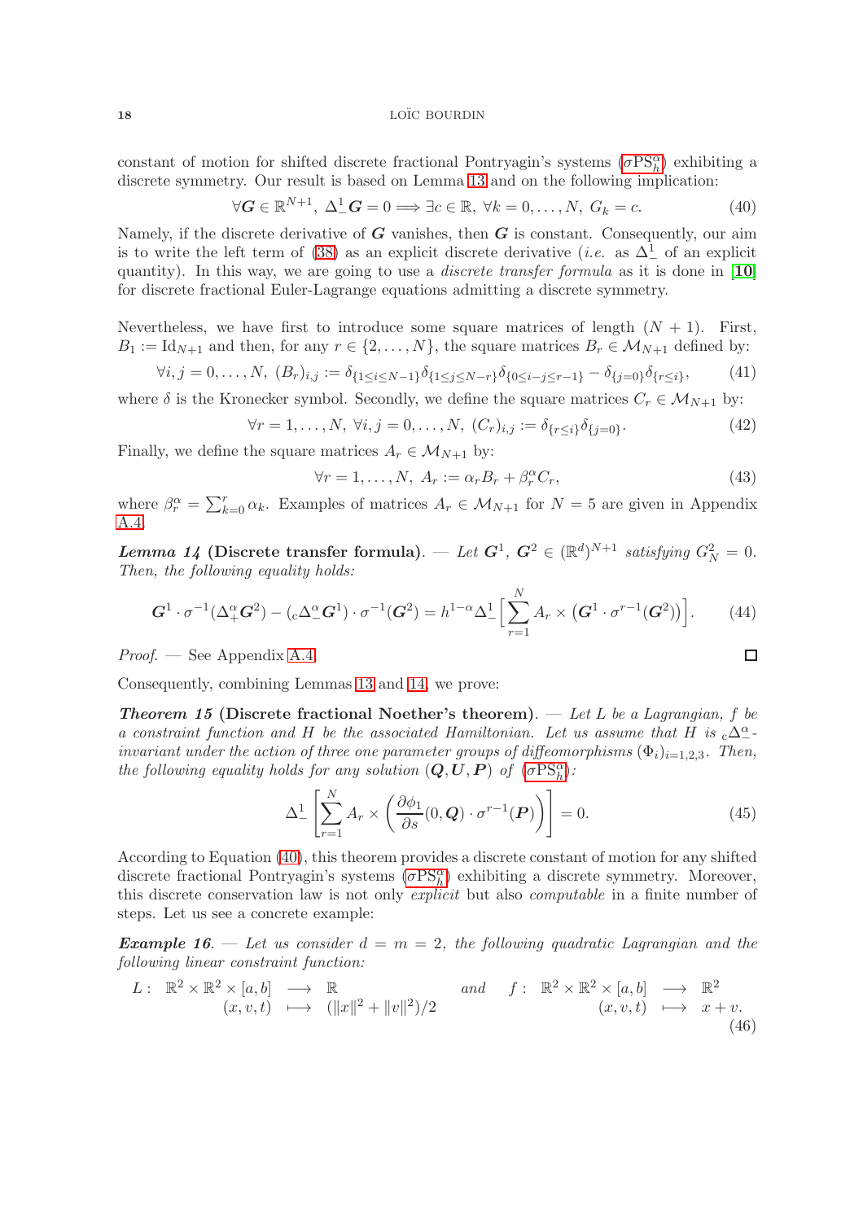constant of motion for shifted discrete fractional Pontryagin's systems ($\sigma\mathrm{PS}^\alpha_h$) exhibiting a discrete symmetry. Our result is based on Lemma 13 and on the following implication:

$$\forall \boldsymbol{G} \in \mathbb{R}^{N+1},\ \Delta^1_- \boldsymbol{G} = 0 \Longrightarrow \exists c \in \mathbb{R},\ \forall k = 0,\dots,N,\ G_k = c. \tag{40}$$

Namely, if the discrete derivative of $\boldsymbol{G}$ vanishes, then $\boldsymbol{G}$ is constant. Consequently, our aim is to write the left term of (38) as an explicit discrete derivative (*i.e.* as $\Delta^1_-$ of an explicit quantity). In this way, we are going to use a *discrete transfer formula* as it is done in **[10]** for discrete fractional Euler-Lagrange equations admitting a discrete symmetry.

Nevertheless, we have first to introduce some square matrices of length $(N+1)$. First, $B_1 := \mathrm{Id}_{N+1}$ and then, for any $r \in \{2,\dots,N\}$, the square matrices $B_r \in \mathcal{M}_{N+1}$ defined by:

$$\forall i,j = 0,\dots,N,\ (B_r)_{i,j} := \delta_{\{1\leq i\leq N-1\}}\delta_{\{1\leq j\leq N-r\}}\delta_{\{0\leq i-j\leq r-1\}} - \delta_{\{j=0\}}\delta_{\{r\leq i\}}, \tag{41}$$

where $\delta$ is the Kronecker symbol. Secondly, we define the square matrices $C_r \in \mathcal{M}_{N+1}$ by:

$$\forall r = 1,\dots,N,\ \forall i,j = 0,\dots,N,\ (C_r)_{i,j} := \delta_{\{r\leq i\}}\delta_{\{j=0\}}. \tag{42}$$

Finally, we define the square matrices $A_r \in \mathcal{M}_{N+1}$ by:

$$\forall r = 1,\dots,N,\ A_r := \alpha_r B_r + \beta^\alpha_r C_r, \tag{43}$$

where $\beta^\alpha_r = \sum_{k=0}^r \alpha_k$. Examples of matrices $A_r \in \mathcal{M}_{N+1}$ for $N=5$ are given in Appendix A.4.

***Lemma 14* (Discrete transfer formula).** — *Let $\boldsymbol{G}^1$, $\boldsymbol{G}^2 \in (\mathbb{R}^d)^{N+1}$ satisfying $G^2_N = 0$. Then, the following equality holds:*

$$\boldsymbol{G}^1 \cdot \sigma^{-1}(\Delta^\alpha_+ \boldsymbol{G}^2) - ({}_c\Delta^\alpha_- \boldsymbol{G}^1)\cdot \sigma^{-1}(\boldsymbol{G}^2) = h^{1-\alpha}\Delta^1_-\Big[\sum_{r=1}^N A_r \times \big(\boldsymbol{G}^1 \cdot \sigma^{r-1}(\boldsymbol{G}^2)\big)\Big]. \tag{44}$$

*Proof.* — See Appendix A.4. □

Consequently, combining Lemmas 13 and 14, we prove:

***Theorem 15* (Discrete fractional Noether's theorem).** — *Let $L$ be a Lagrangian, $f$ be a constraint function and $H$ be the associated Hamiltonian. Let us assume that $H$ is ${}_c\Delta^\alpha_-$-invariant under the action of three one parameter groups of diffeomorphisms $(\Phi_i)_{i=1,2,3}$. Then, the following equality holds for any solution $(\boldsymbol{Q},\boldsymbol{U},\boldsymbol{P})$ of ($\sigma\mathrm{PS}^\alpha_h$):*

$$\Delta^1_-\left[\sum_{r=1}^N A_r \times \left(\frac{\partial \phi_1}{\partial s}(0,\boldsymbol{Q})\cdot \sigma^{r-1}(\boldsymbol{P})\right)\right] = 0. \tag{45}$$

According to Equation (40), this theorem provides a discrete constant of motion for any shifted discrete fractional Pontryagin's systems ($\sigma\mathrm{PS}^\alpha_h$) exhibiting a discrete symmetry. Moreover, this discrete conservation law is not only *explicit* but also *computable* in a finite number of steps. Let us see a concrete example:

***Example 16.*** — *Let us consider $d = m = 2$, the following quadratic Lagrangian and the following linear constraint function:*

$$L:\ \begin{array}{rcl} \mathbb{R}^2\times\mathbb{R}^2\times[a,b] & \longrightarrow & \mathbb{R} \\ (x,v,t) & \longmapsto & (\|x\|^2+\|v\|^2)/2 \end{array} \quad \text{and} \quad f:\ \begin{array}{rcl} \mathbb{R}^2\times\mathbb{R}^2\times[a,b] & \longrightarrow & \mathbb{R}^2 \\ (x,v,t) & \longmapsto & x+v. \end{array} \tag{46}$$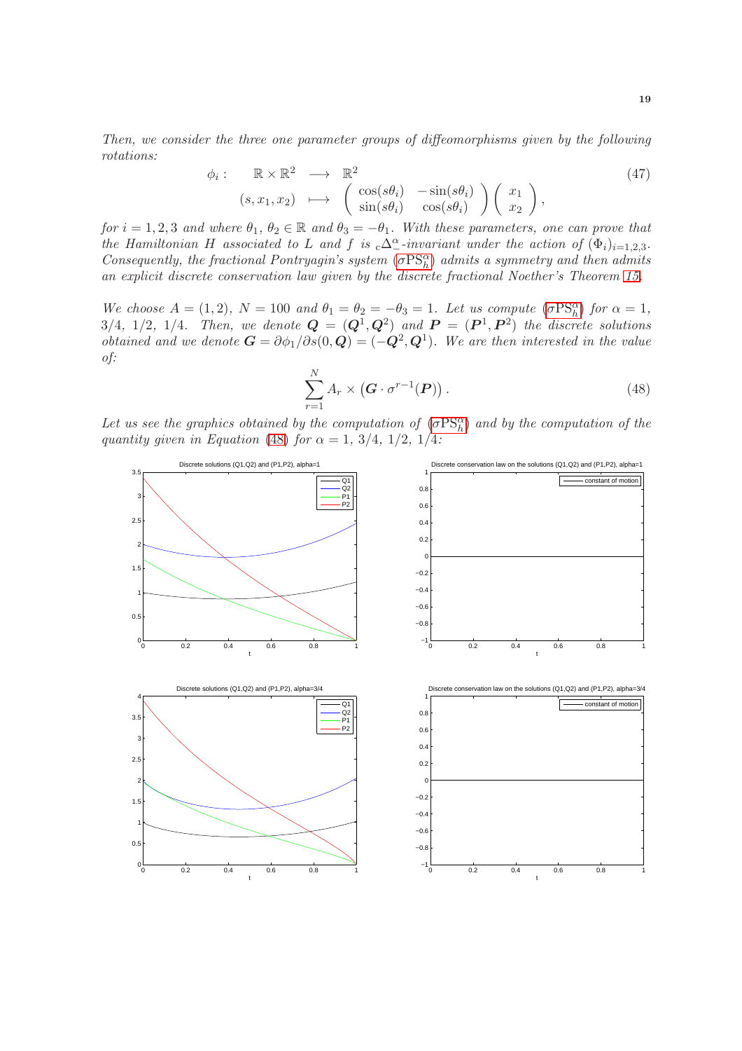*Then, we consider the three one parameter groups of diffeomorphisms given by the following rotations:*

$$
\begin{array}{rccc}
\phi_i : & \mathbb{R} \times \mathbb{R}^2 & \longrightarrow & \mathbb{R}^2 \\
& (s, x_1, x_2) & \longmapsto & \begin{pmatrix} \cos(s\theta_i) & -\sin(s\theta_i) \\ \sin(s\theta_i) & \cos(s\theta_i) \end{pmatrix} \begin{pmatrix} x_1 \\ x_2 \end{pmatrix},
\end{array} \tag{47}
$$

*for $i = 1, 2, 3$ and where $\theta_1$, $\theta_2 \in \mathbb{R}$ and $\theta_3 = -\theta_1$. With these parameters, one can prove that the Hamiltonian $H$ associated to $L$ and $f$ is ${}_{\rm c}\Delta^{\alpha}_{-}$-invariant under the action of $(\Phi_i)_{i=1,2,3}$. Consequently, the fractional Pontryagin's system ($\sigma \mathrm{PS}^{\alpha}_h$) admits a symmetry and then admits an explicit discrete conservation law given by the discrete fractional Noether's Theorem 15.*

*We choose $A = (1, 2)$, $N = 100$ and $\theta_1 = \theta_2 = -\theta_3 = 1$. Let us compute ($\sigma \mathrm{PS}^{\alpha}_h$) for $\alpha = 1$, $3/4$, $1/2$, $1/4$. Then, we denote $\boldsymbol{Q} = (\boldsymbol{Q}^1, \boldsymbol{Q}^2)$ and $\boldsymbol{P} = (\boldsymbol{P}^1, \boldsymbol{P}^2)$ the discrete solutions obtained and we denote $\boldsymbol{G} = \partial \phi_1 / \partial s (0, \boldsymbol{Q}) = (-\boldsymbol{Q}^2, \boldsymbol{Q}^1)$. We are then interested in the value of:*

$$
\sum_{r=1}^{N} A_r \times \left( \boldsymbol{G} \cdot \sigma^{r-1}(\boldsymbol{P}) \right). \tag{48}
$$

*Let us see the graphics obtained by the computation of ($\sigma \mathrm{PS}^{\alpha}_h$) and by the computation of the quantity given in Equation (48) for $\alpha = 1$, $3/4$, $1/2$, $1/4$:*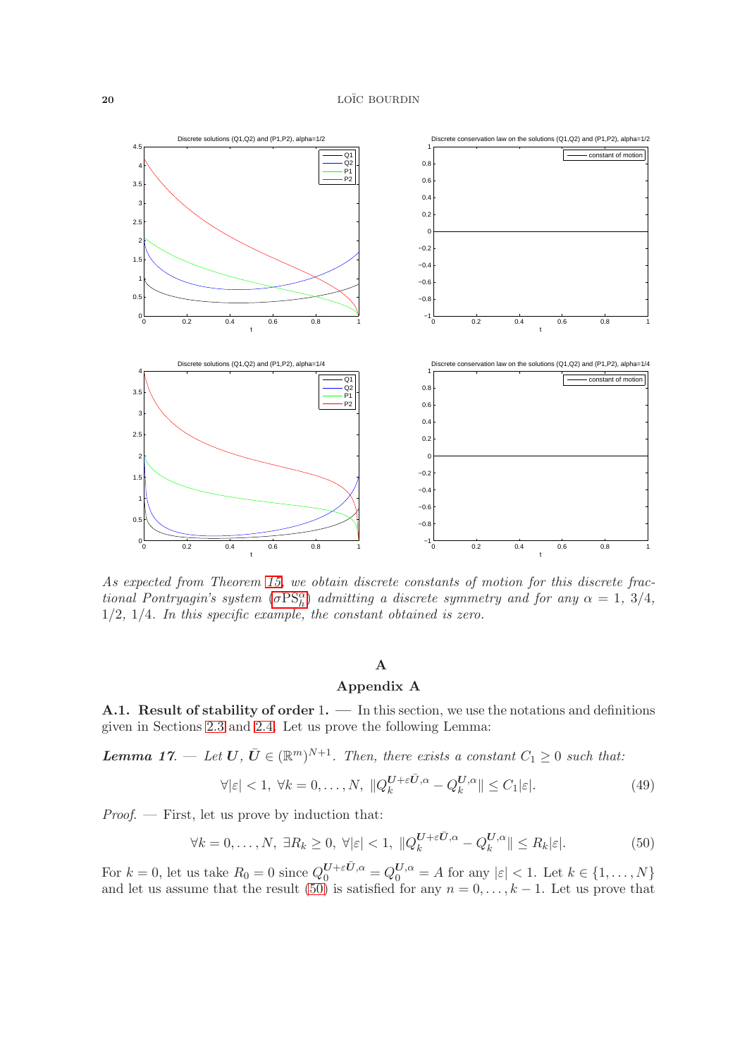*As expected from Theorem 15, we obtain discrete constants of motion for this discrete fractional Pontryagin's system* ($\sigma\text{PS}_h^\alpha$) *admitting a discrete symmetry and for any* $\alpha = 1$, $3/4$, $1/2$, $1/4$. *In this specific example, the constant obtained is zero.*

# A

## Appendix A

**A.1. Result of stability of order 1.** — In this section, we use the notations and definitions given in Sections 2.3 and 2.4. Let us prove the following Lemma:

***Lemma 17.*** — *Let* $\boldsymbol{U}, \bar{\boldsymbol{U}} \in (\mathbb{R}^m)^{N+1}$. *Then, there exists a constant* $C_1 \geq 0$ *such that:*

$$\forall |\varepsilon| < 1,\ \forall k = 0, \dots, N,\ \|Q_k^{\boldsymbol{U}+\varepsilon\bar{\boldsymbol{U}},\alpha} - Q_k^{\boldsymbol{U},\alpha}\| \leq C_1|\varepsilon|. \tag{49}$$

*Proof.* — First, let us prove by induction that:

$$\forall k = 0, \dots, N,\ \exists R_k \geq 0,\ \forall |\varepsilon| < 1,\ \|Q_k^{\boldsymbol{U}+\varepsilon\bar{\boldsymbol{U}},\alpha} - Q_k^{\boldsymbol{U},\alpha}\| \leq R_k|\varepsilon|. \tag{50}$$

For $k = 0$, let us take $R_0 = 0$ since $Q_0^{\boldsymbol{U}+\varepsilon\bar{\boldsymbol{U}},\alpha} = Q_0^{\boldsymbol{U},\alpha} = A$ for any $|\varepsilon| < 1$. Let $k \in \{1, \dots, N\}$ and let us assume that the result (50) is satisfied for any $n = 0, \dots, k-1$. Let us prove that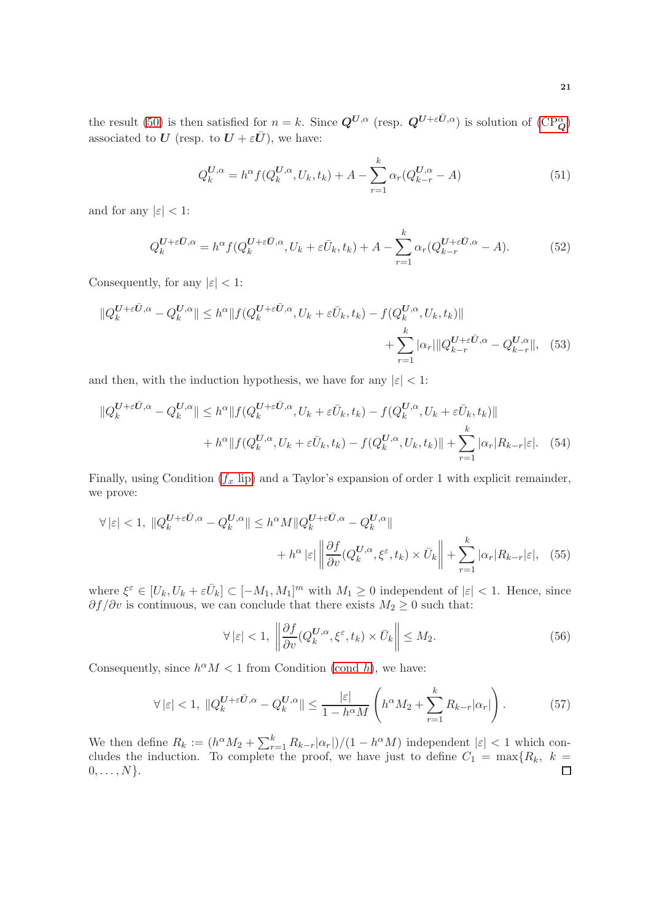the result (50) is then satisfied for $n = k$. Since $\boldsymbol{Q}^{\boldsymbol{U},\alpha}$ (resp. $\boldsymbol{Q}^{\boldsymbol{U}+\varepsilon\bar{\boldsymbol{U}},\alpha}$) is solution of (CP$^{\alpha}_{\boldsymbol{Q}}$) associated to $\boldsymbol{U}$ (resp. to $\boldsymbol{U}+\varepsilon\bar{\boldsymbol{U}}$), we have:

$$Q_k^{\boldsymbol{U},\alpha} = h^\alpha f(Q_k^{\boldsymbol{U},\alpha}, U_k, t_k) + A - \sum_{r=1}^{k} \alpha_r (Q_{k-r}^{\boldsymbol{U},\alpha} - A) \tag{51}$$

and for any $|\varepsilon| < 1$:

$$Q_k^{\boldsymbol{U}+\varepsilon\bar{\boldsymbol{U}},\alpha} = h^\alpha f(Q_k^{\boldsymbol{U}+\varepsilon\bar{\boldsymbol{U}},\alpha}, U_k + \varepsilon\bar{U}_k, t_k) + A - \sum_{r=1}^{k} \alpha_r (Q_{k-r}^{\boldsymbol{U}+\varepsilon\bar{\boldsymbol{U}},\alpha} - A). \tag{52}$$

Consequently, for any $|\varepsilon| < 1$:

$$\|Q_k^{\boldsymbol{U}+\varepsilon\bar{\boldsymbol{U}},\alpha} - Q_k^{\boldsymbol{U},\alpha}\| \leq h^\alpha \|f(Q_k^{\boldsymbol{U}+\varepsilon\bar{\boldsymbol{U}},\alpha}, U_k + \varepsilon\bar{U}_k, t_k) - f(Q_k^{\boldsymbol{U},\alpha}, U_k, t_k)\| + \sum_{r=1}^{k} |\alpha_r| \|Q_{k-r}^{\boldsymbol{U}+\varepsilon\bar{\boldsymbol{U}},\alpha} - Q_{k-r}^{\boldsymbol{U},\alpha}\|, \tag{53}$$

and then, with the induction hypothesis, we have for any $|\varepsilon| < 1$:

$$\|Q_k^{\boldsymbol{U}+\varepsilon\bar{\boldsymbol{U}},\alpha} - Q_k^{\boldsymbol{U},\alpha}\| \leq h^\alpha \|f(Q_k^{\boldsymbol{U}+\varepsilon\bar{\boldsymbol{U}},\alpha}, U_k + \varepsilon\bar{U}_k, t_k) - f(Q_k^{\boldsymbol{U},\alpha}, U_k + \varepsilon\bar{U}_k, t_k)\| + h^\alpha \|f(Q_k^{\boldsymbol{U},\alpha}, U_k + \varepsilon\bar{U}_k, t_k) - f(Q_k^{\boldsymbol{U},\alpha}, U_k, t_k)\| + \sum_{r=1}^{k} |\alpha_r| R_{k-r} |\varepsilon|. \tag{54}$$

Finally, using Condition ($f_x$ lip) and a Taylor's expansion of order 1 with explicit remainder, we prove:

$$\forall |\varepsilon| < 1,\ \|Q_k^{\boldsymbol{U}+\varepsilon\bar{\boldsymbol{U}},\alpha} - Q_k^{\boldsymbol{U},\alpha}\| \leq h^\alpha M \|Q_k^{\boldsymbol{U}+\varepsilon\bar{\boldsymbol{U}},\alpha} - Q_k^{\boldsymbol{U},\alpha}\| + h^\alpha |\varepsilon| \left\| \frac{\partial f}{\partial v}(Q_k^{\boldsymbol{U},\alpha}, \xi^\varepsilon, t_k) \times \bar{U}_k \right\| + \sum_{r=1}^{k} |\alpha_r| R_{k-r} |\varepsilon|, \tag{55}$$

where $\xi^\varepsilon \in [U_k, U_k + \varepsilon\bar{U}_k] \subset [-M_1, M_1]^m$ with $M_1 \geq 0$ independent of $|\varepsilon| < 1$. Hence, since $\partial f/\partial v$ is continuous, we can conclude that there exists $M_2 \geq 0$ such that:

$$\forall |\varepsilon| < 1,\ \left\| \frac{\partial f}{\partial v}(Q_k^{\boldsymbol{U},\alpha}, \xi^\varepsilon, t_k) \times \bar{U}_k \right\| \leq M_2. \tag{56}$$

Consequently, since $h^\alpha M < 1$ from Condition (cond $h$), we have:

$$\forall |\varepsilon| < 1,\ \|Q_k^{\boldsymbol{U}+\varepsilon\bar{\boldsymbol{U}},\alpha} - Q_k^{\boldsymbol{U},\alpha}\| \leq \frac{|\varepsilon|}{1 - h^\alpha M} \left( h^\alpha M_2 + \sum_{r=1}^{k} R_{k-r} |\alpha_r| \right). \tag{57}$$

We then define $R_k := (h^\alpha M_2 + \sum_{r=1}^{k} R_{k-r}|\alpha_r|)/(1 - h^\alpha M)$ independent $|\varepsilon| < 1$ which concludes the induction. To complete the proof, we have just to define $C_1 = \max\{R_k,\ k = 0, \ldots, N\}$. ☐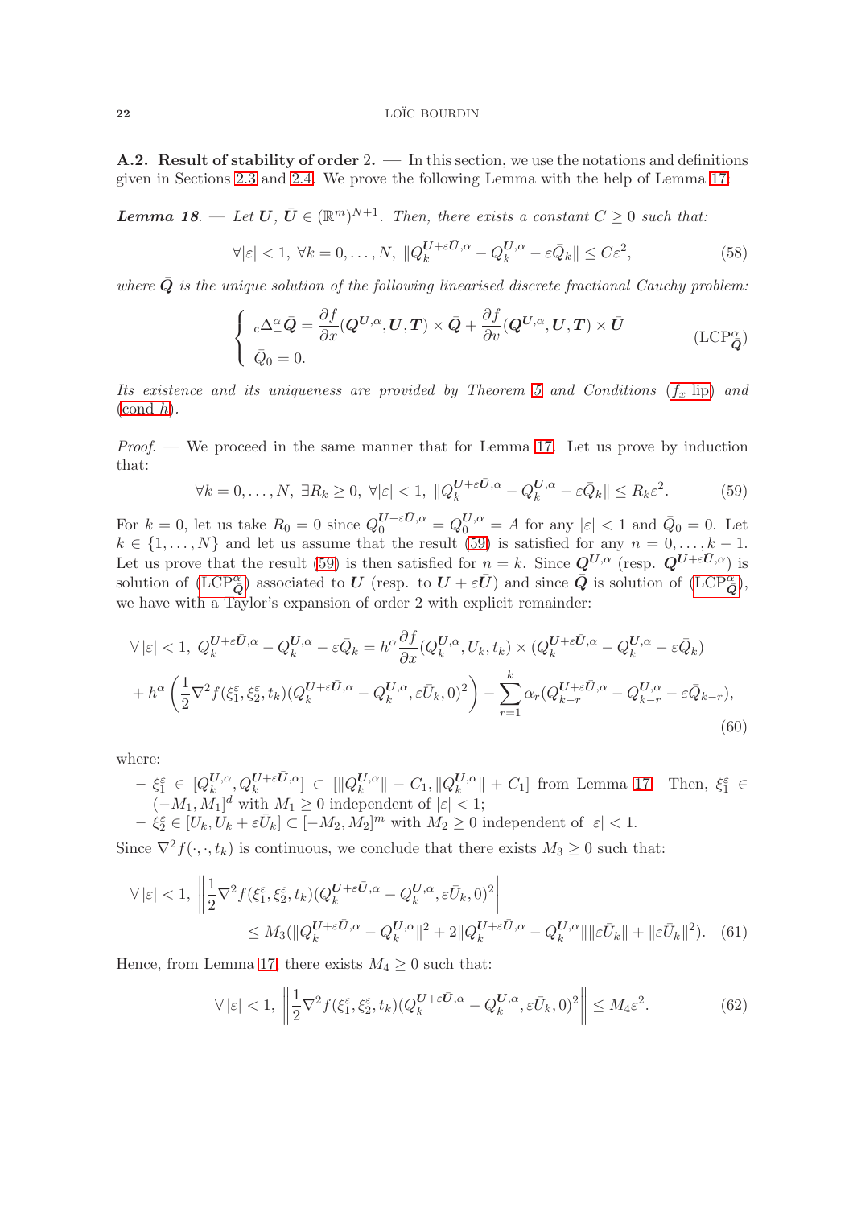## A.2. Result of stability of order 2.

— In this section, we use the notations and definitions given in Sections 2.3 and 2.4. We prove the following Lemma with the help of Lemma 17.

***Lemma 18.*** — *Let $\boldsymbol{U}, \bar{\boldsymbol{U}} \in (\mathbb{R}^m)^{N+1}$. Then, there exists a constant $C \geq 0$ such that:*

$$\forall |\varepsilon| < 1,\ \forall k = 0, \dots, N,\ \| Q_k^{\boldsymbol{U}+\varepsilon\bar{\boldsymbol{U}},\alpha} - Q_k^{\boldsymbol{U},\alpha} - \varepsilon \bar{Q}_k \| \leq C\varepsilon^2, \tag{58}$$

*where $\bar{\boldsymbol{Q}}$ is the unique solution of the following linearised discrete fractional Cauchy problem:*

$$\left\{ \begin{array}{l} {}_{\mathrm{c}}\Delta_-^\alpha \bar{\boldsymbol{Q}} = \dfrac{\partial f}{\partial x}(\boldsymbol{Q}^{\boldsymbol{U},\alpha}, \boldsymbol{U}, \boldsymbol{T}) \times \bar{\boldsymbol{Q}} + \dfrac{\partial f}{\partial v}(\boldsymbol{Q}^{\boldsymbol{U},\alpha}, \boldsymbol{U}, \boldsymbol{T}) \times \bar{\boldsymbol{U}} \\ \bar{Q}_0 = 0. \end{array} \right. \tag{$\mathrm{LCP}^\alpha_{\bar{\boldsymbol{Q}}}$}$$

*Its existence and its uniqueness are provided by Theorem 5 and Conditions ($f_x$ lip) and (cond $h$).*

*Proof.* — We proceed in the same manner that for Lemma 17. Let us prove by induction that:

$$\forall k = 0, \dots, N,\ \exists R_k \geq 0,\ \forall |\varepsilon| < 1,\ \| Q_k^{\boldsymbol{U}+\varepsilon\bar{\boldsymbol{U}},\alpha} - Q_k^{\boldsymbol{U},\alpha} - \varepsilon \bar{Q}_k \| \leq R_k \varepsilon^2. \tag{59}$$

For $k = 0$, let us take $R_0 = 0$ since $Q_0^{\boldsymbol{U}+\varepsilon\bar{\boldsymbol{U}},\alpha} = Q_0^{\boldsymbol{U},\alpha} = A$ for any $|\varepsilon| < 1$ and $\bar{Q}_0 = 0$. Let $k \in \{1, \dots, N\}$ and let us assume that the result (59) is satisfied for any $n = 0, \dots, k-1$. Let us prove that the result (59) is then satisfied for $n = k$. Since $\boldsymbol{Q}^{\boldsymbol{U},\alpha}$ (resp. $\boldsymbol{Q}^{\boldsymbol{U}+\varepsilon\bar{\boldsymbol{U}},\alpha}$) is solution of ($\mathrm{LCP}^\alpha_{\boldsymbol{Q}}$) associated to $\boldsymbol{U}$ (resp. to $\boldsymbol{U} + \varepsilon\bar{\boldsymbol{U}}$) and since $\bar{\boldsymbol{Q}}$ is solution of ($\mathrm{LCP}^\alpha_{\bar{\boldsymbol{Q}}}$), we have with a Taylor's expansion of order 2 with explicit remainder:

$$\begin{gathered} \forall |\varepsilon| < 1,\ Q_k^{\boldsymbol{U}+\varepsilon\bar{\boldsymbol{U}},\alpha} - Q_k^{\boldsymbol{U},\alpha} - \varepsilon\bar{Q}_k = h^\alpha \frac{\partial f}{\partial x}(Q_k^{\boldsymbol{U},\alpha}, U_k, t_k) \times (Q_k^{\boldsymbol{U}+\varepsilon\bar{\boldsymbol{U}},\alpha} - Q_k^{\boldsymbol{U},\alpha} - \varepsilon\bar{Q}_k) \\ + h^\alpha \left( \frac{1}{2} \nabla^2 f(\xi_1^\varepsilon, \xi_2^\varepsilon, t_k)(Q_k^{\boldsymbol{U}+\varepsilon\bar{\boldsymbol{U}},\alpha} - Q_k^{\boldsymbol{U},\alpha}, \varepsilon\bar{U}_k, 0)^2 \right) - \sum_{r=1}^{k} \alpha_r (Q_{k-r}^{\boldsymbol{U}+\varepsilon\bar{\boldsymbol{U}},\alpha} - Q_{k-r}^{\boldsymbol{U},\alpha} - \varepsilon\bar{Q}_{k-r}), \end{gathered} \tag{60}$$

where:

- $\xi_1^\varepsilon \in [Q_k^{\boldsymbol{U},\alpha}, Q_k^{\boldsymbol{U}+\varepsilon\bar{\boldsymbol{U}},\alpha}] \subset [\|Q_k^{\boldsymbol{U},\alpha}\| - C_1, \|Q_k^{\boldsymbol{U},\alpha}\| + C_1]$ from Lemma 17. Then, $\xi_1^\varepsilon \in (-M_1, M_1]^d$ with $M_1 \geq 0$ independent of $|\varepsilon| < 1$;
- $\xi_2^\varepsilon \in [U_k, U_k + \varepsilon\bar{U}_k] \subset [-M_2, M_2]^m$ with $M_2 \geq 0$ independent of $|\varepsilon| < 1$.

Since $\nabla^2 f(\cdot, \cdot, t_k)$ is continuous, we conclude that there exists $M_3 \geq 0$ such that:

$$\begin{aligned} \forall |\varepsilon| < 1,\ &\left\| \frac{1}{2} \nabla^2 f(\xi_1^\varepsilon, \xi_2^\varepsilon, t_k)(Q_k^{\boldsymbol{U}+\varepsilon\bar{\boldsymbol{U}},\alpha} - Q_k^{\boldsymbol{U},\alpha}, \varepsilon\bar{U}_k, 0)^2 \right\| \\ &\leq M_3 (\|Q_k^{\boldsymbol{U}+\varepsilon\bar{\boldsymbol{U}},\alpha} - Q_k^{\boldsymbol{U},\alpha}\|^2 + 2\|Q_k^{\boldsymbol{U}+\varepsilon\bar{\boldsymbol{U}},\alpha} - Q_k^{\boldsymbol{U},\alpha}\| \|\varepsilon\bar{U}_k\| + \|\varepsilon\bar{U}_k\|^2). \end{aligned} \tag{61}$$

Hence, from Lemma 17, there exists $M_4 \geq 0$ such that:

$$\forall |\varepsilon| < 1,\ \left\| \frac{1}{2} \nabla^2 f(\xi_1^\varepsilon, \xi_2^\varepsilon, t_k)(Q_k^{\boldsymbol{U}+\varepsilon\bar{\boldsymbol{U}},\alpha} - Q_k^{\boldsymbol{U},\alpha}, \varepsilon\bar{U}_k, 0)^2 \right\| \leq M_4 \varepsilon^2. \tag{62}$$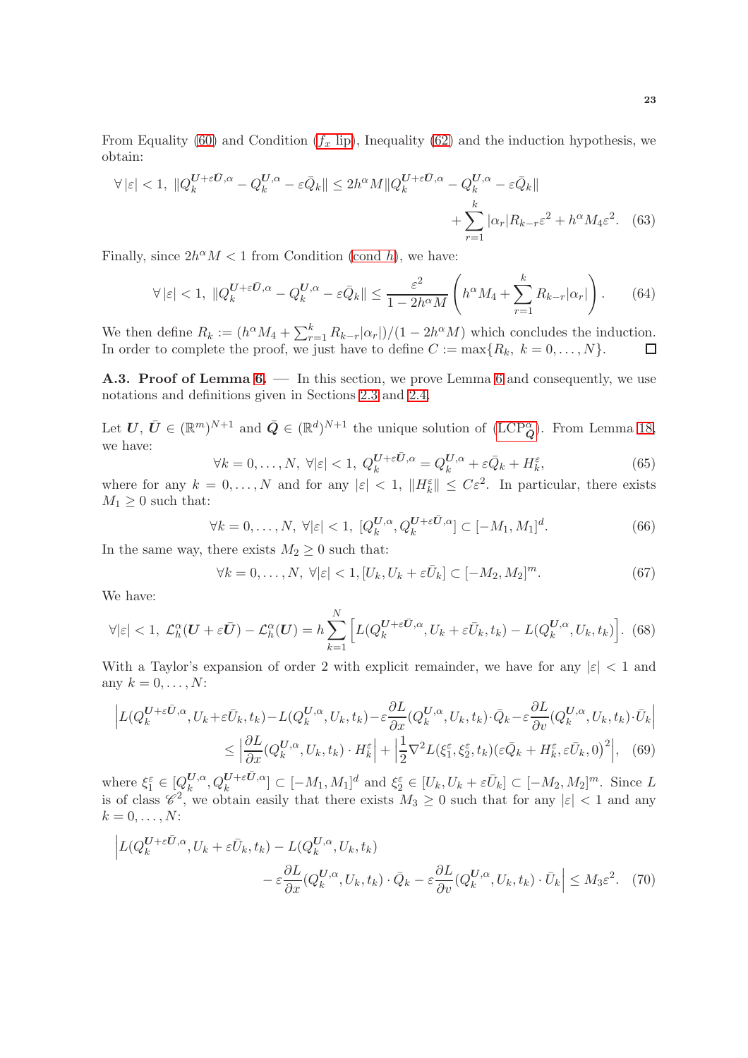From Equality (60) and Condition ($f_x$ lip), Inequality (62) and the induction hypothesis, we obtain:

$$\forall\,|\varepsilon|<1,\ \|Q_k^{\boldsymbol{U}+\varepsilon\bar{\boldsymbol{U}},\alpha}-Q_k^{\boldsymbol{U},\alpha}-\varepsilon\bar{Q}_k\| \leq 2h^\alpha M\|Q_k^{\boldsymbol{U}+\varepsilon\bar{\boldsymbol{U}},\alpha}-Q_k^{\boldsymbol{U},\alpha}-\varepsilon\bar{Q}_k\| + \sum_{r=1}^{k}|\alpha_r|R_{k-r}\varepsilon^2+h^\alpha M_4\varepsilon^2. \tag{63}$$

Finally, since $2h^\alpha M<1$ from Condition (cond $h$), we have:

$$\forall\,|\varepsilon|<1,\ \|Q_k^{\boldsymbol{U}+\varepsilon\bar{\boldsymbol{U}},\alpha}-Q_k^{\boldsymbol{U},\alpha}-\varepsilon\bar{Q}_k\| \leq \frac{\varepsilon^2}{1-2h^\alpha M}\left(h^\alpha M_4+\sum_{r=1}^{k}R_{k-r}|\alpha_r|\right). \tag{64}$$

We then define $R_k := (h^\alpha M_4+\sum_{r=1}^{k}R_{k-r}|\alpha_r|)/(1-2h^\alpha M)$ which concludes the induction. In order to complete the proof, we just have to define $C:=\max\{R_k,\ k=0,\dots,N\}$. ☐

**A.3. Proof of Lemma 6.** — In this section, we prove Lemma 6 and consequently, we use notations and definitions given in Sections 2.3 and 2.4.

Let $\boldsymbol{U}$, $\bar{\boldsymbol{U}}\in(\mathbb{R}^m)^{N+1}$ and $\bar{\boldsymbol{Q}}\in(\mathbb{R}^d)^{N+1}$ the unique solution of ($\mathrm{LCP}^\alpha_{\bar{\boldsymbol{Q}}}$). From Lemma 18, we have:

$$\forall k=0,\dots,N,\ \forall|\varepsilon|<1,\ Q_k^{\boldsymbol{U}+\varepsilon\bar{\boldsymbol{U}},\alpha}=Q_k^{\boldsymbol{U},\alpha}+\varepsilon\bar{Q}_k+H_k^\varepsilon, \tag{65}$$

where for any $k=0,\dots,N$ and for any $|\varepsilon|<1$, $\|H_k^\varepsilon\|\leq C\varepsilon^2$. In particular, there exists $M_1\geq 0$ such that:

$$\forall k=0,\dots,N,\ \forall|\varepsilon|<1,\ [Q_k^{\boldsymbol{U},\alpha},Q_k^{\boldsymbol{U}+\varepsilon\bar{\boldsymbol{U}},\alpha}]\subset[-M_1,M_1]^d. \tag{66}$$

In the same way, there exists $M_2\geq 0$ such that:

$$\forall k=0,\dots,N,\ \forall|\varepsilon|<1, [U_k,U_k+\varepsilon\bar{U}_k]\subset[-M_2,M_2]^m. \tag{67}$$

We have:

$$\forall|\varepsilon|<1,\ \mathcal{L}_h^\alpha(\boldsymbol{U}+\varepsilon\bar{\boldsymbol{U}})-\mathcal{L}_h^\alpha(\boldsymbol{U}) = h\sum_{k=1}^{N}\Big[L(Q_k^{\boldsymbol{U}+\varepsilon\bar{\boldsymbol{U}},\alpha},U_k+\varepsilon\bar{U}_k,t_k)-L(Q_k^{\boldsymbol{U},\alpha},U_k,t_k)\Big]. \tag{68}$$

With a Taylor's expansion of order 2 with explicit remainder, we have for any $|\varepsilon|<1$ and any $k=0,\dots,N$:

$$\Big|L(Q_k^{\boldsymbol{U}+\varepsilon\bar{\boldsymbol{U}},\alpha},U_k+\varepsilon\bar{U}_k,t_k)-L(Q_k^{\boldsymbol{U},\alpha},U_k,t_k)-\varepsilon\frac{\partial L}{\partial x}(Q_k^{\boldsymbol{U},\alpha},U_k,t_k)\cdot\bar{Q}_k-\varepsilon\frac{\partial L}{\partial v}(Q_k^{\boldsymbol{U},\alpha},U_k,t_k)\cdot\bar{U}_k\Big| \leq \Big|\frac{\partial L}{\partial x}(Q_k^{\boldsymbol{U},\alpha},U_k,t_k)\cdot H_k^\varepsilon\Big|+\Big|\frac{1}{2}\nabla^2L(\xi_1^\varepsilon,\xi_2^\varepsilon,t_k)(\varepsilon\bar{Q}_k+H_k^\varepsilon,\varepsilon\bar{U}_k,0)^2\Big|, \tag{69}$$

where $\xi_1^\varepsilon\in[Q_k^{\boldsymbol{U},\alpha},Q_k^{\boldsymbol{U}+\varepsilon\bar{\boldsymbol{U}},\alpha}]\subset[-M_1,M_1]^d$ and $\xi_2^\varepsilon\in[U_k,U_k+\varepsilon\bar{U}_k]\subset[-M_2,M_2]^m$. Since $L$ is of class $\mathscr{C}^2$, we obtain easily that there exists $M_3\geq 0$ such that for any $|\varepsilon|<1$ and any $k=0,\dots,N$:

$$\Big|L(Q_k^{\boldsymbol{U}+\varepsilon\bar{\boldsymbol{U}},\alpha},U_k+\varepsilon\bar{U}_k,t_k)-L(Q_k^{\boldsymbol{U},\alpha},U_k,t_k) -\varepsilon\frac{\partial L}{\partial x}(Q_k^{\boldsymbol{U},\alpha},U_k,t_k)\cdot\bar{Q}_k-\varepsilon\frac{\partial L}{\partial v}(Q_k^{\boldsymbol{U},\alpha},U_k,t_k)\cdot\bar{U}_k\Big|\leq M_3\varepsilon^2. \tag{70}$$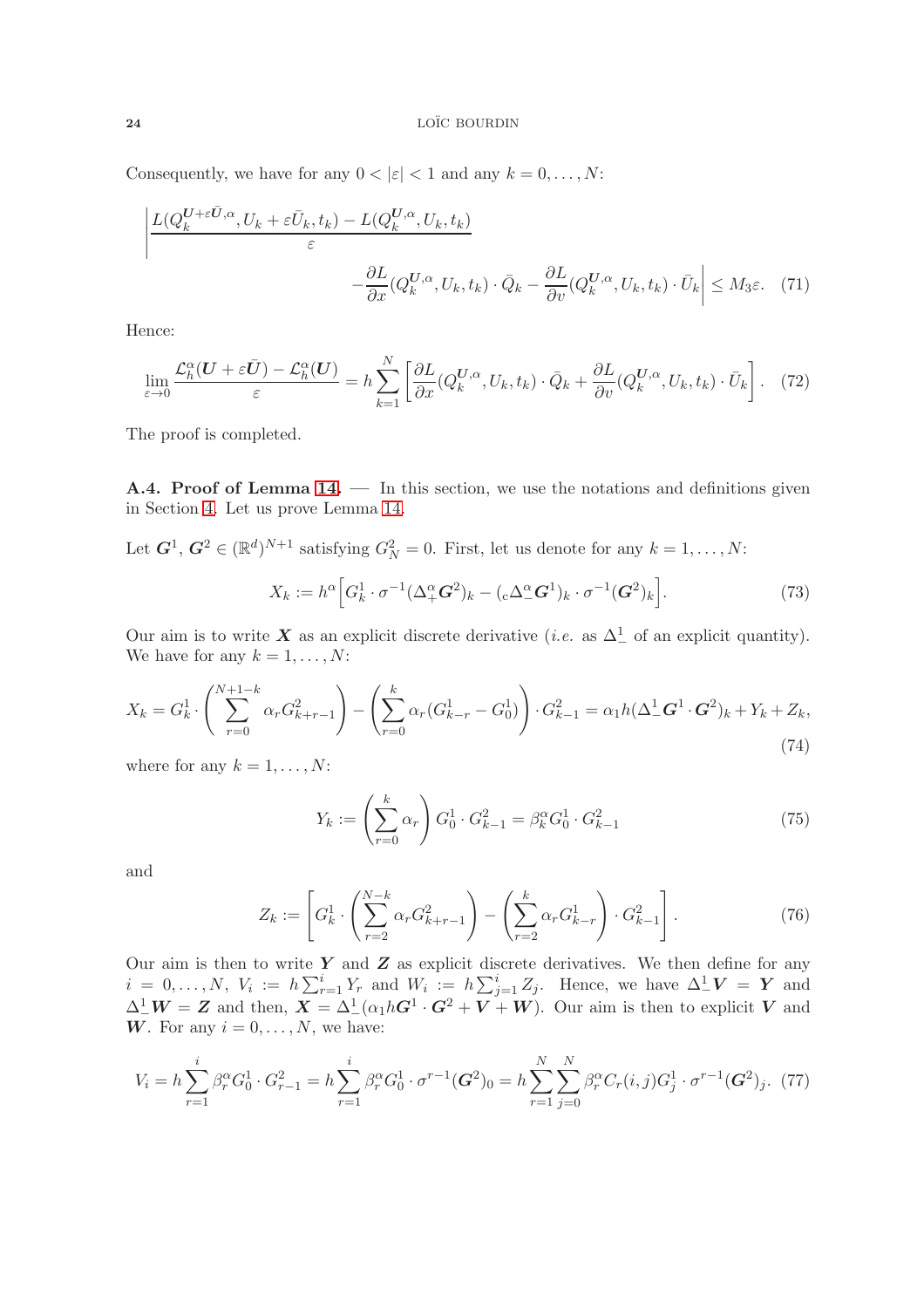Consequently, we have for any $0 < |\varepsilon| < 1$ and any $k = 0, \ldots, N$:

$$\left| \frac{L(Q_k^{\boldsymbol{U}+\varepsilon\bar{\boldsymbol{U}},\alpha}, U_k + \varepsilon\bar{U}_k, t_k) - L(Q_k^{\boldsymbol{U},\alpha}, U_k, t_k)}{\varepsilon} - \frac{\partial L}{\partial x}(Q_k^{\boldsymbol{U},\alpha}, U_k, t_k) \cdot \bar{Q}_k - \frac{\partial L}{\partial v}(Q_k^{\boldsymbol{U},\alpha}, U_k, t_k) \cdot \bar{U}_k \right| \leq M_3 \varepsilon. \quad (71)$$

Hence:

$$\lim_{\varepsilon \to 0} \frac{\mathcal{L}_h^\alpha(\boldsymbol{U} + \varepsilon\bar{\boldsymbol{U}}) - \mathcal{L}_h^\alpha(\boldsymbol{U})}{\varepsilon} = h \sum_{k=1}^{N} \left[ \frac{\partial L}{\partial x}(Q_k^{\boldsymbol{U},\alpha}, U_k, t_k) \cdot \bar{Q}_k + \frac{\partial L}{\partial v}(Q_k^{\boldsymbol{U},\alpha}, U_k, t_k) \cdot \bar{U}_k \right]. \quad (72)$$

The proof is completed.

**A.4. Proof of Lemma 14.** — In this section, we use the notations and definitions given in Section 4. Let us prove Lemma 14.

Let $\boldsymbol{G}^1, \boldsymbol{G}^2 \in (\mathbb{R}^d)^{N+1}$ satisfying $G_N^2 = 0$. First, let us denote for any $k = 1, \ldots, N$:

$$X_k := h^\alpha \Big[ G_k^1 \cdot \sigma^{-1}(\Delta_+^\alpha \boldsymbol{G}^2)_k - ({}_{\rm c}\Delta_-^\alpha \boldsymbol{G}^1)_k \cdot \sigma^{-1}(\boldsymbol{G}^2)_k \Big]. \quad (73)$$

Our aim is to write $\boldsymbol{X}$ as an explicit discrete derivative (*i.e.* as $\Delta_-^1$ of an explicit quantity). We have for any $k = 1, \ldots, N$:

$$X_k = G_k^1 \cdot \left( \sum_{r=0}^{N+1-k} \alpha_r G_{k+r-1}^2 \right) - \left( \sum_{r=0}^{k} \alpha_r (G_{k-r}^1 - G_0^1) \right) \cdot G_{k-1}^2 = \alpha_1 h (\Delta_-^1 \boldsymbol{G}^1 \cdot \boldsymbol{G}^2)_k + Y_k + Z_k, \quad (74)$$

where for any $k = 1, \ldots, N$:

$$Y_k := \left( \sum_{r=0}^{k} \alpha_r \right) G_0^1 \cdot G_{k-1}^2 = \beta_k^\alpha G_0^1 \cdot G_{k-1}^2 \quad (75)$$

and

$$Z_k := \left[ G_k^1 \cdot \left( \sum_{r=2}^{N-k} \alpha_r G_{k+r-1}^2 \right) - \left( \sum_{r=2}^{k} \alpha_r G_{k-r}^1 \right) \cdot G_{k-1}^2 \right]. \quad (76)$$

Our aim is then to write $\boldsymbol{Y}$ and $\boldsymbol{Z}$ as explicit discrete derivatives. We then define for any $i = 0, \ldots, N$, $V_i := h \sum_{r=1}^{i} Y_r$ and $W_i := h \sum_{j=1}^{i} Z_j$. Hence, we have $\Delta_-^1 \boldsymbol{V} = \boldsymbol{Y}$ and $\Delta_-^1 \boldsymbol{W} = \boldsymbol{Z}$ and then, $\boldsymbol{X} = \Delta_-^1(\alpha_1 h \boldsymbol{G}^1 \cdot \boldsymbol{G}^2 + \boldsymbol{V} + \boldsymbol{W})$. Our aim is then to explicit $\boldsymbol{V}$ and $\boldsymbol{W}$. For any $i = 0, \ldots, N$, we have:

$$V_i = h \sum_{r=1}^{i} \beta_r^\alpha G_0^1 \cdot G_{r-1}^2 = h \sum_{r=1}^{i} \beta_r^\alpha G_0^1 \cdot \sigma^{r-1}(\boldsymbol{G}^2)_0 = h \sum_{r=1}^{N} \sum_{j=0}^{N} \beta_r^\alpha C_r(i,j) G_j^1 \cdot \sigma^{r-1}(\boldsymbol{G}^2)_j. \quad (77)$$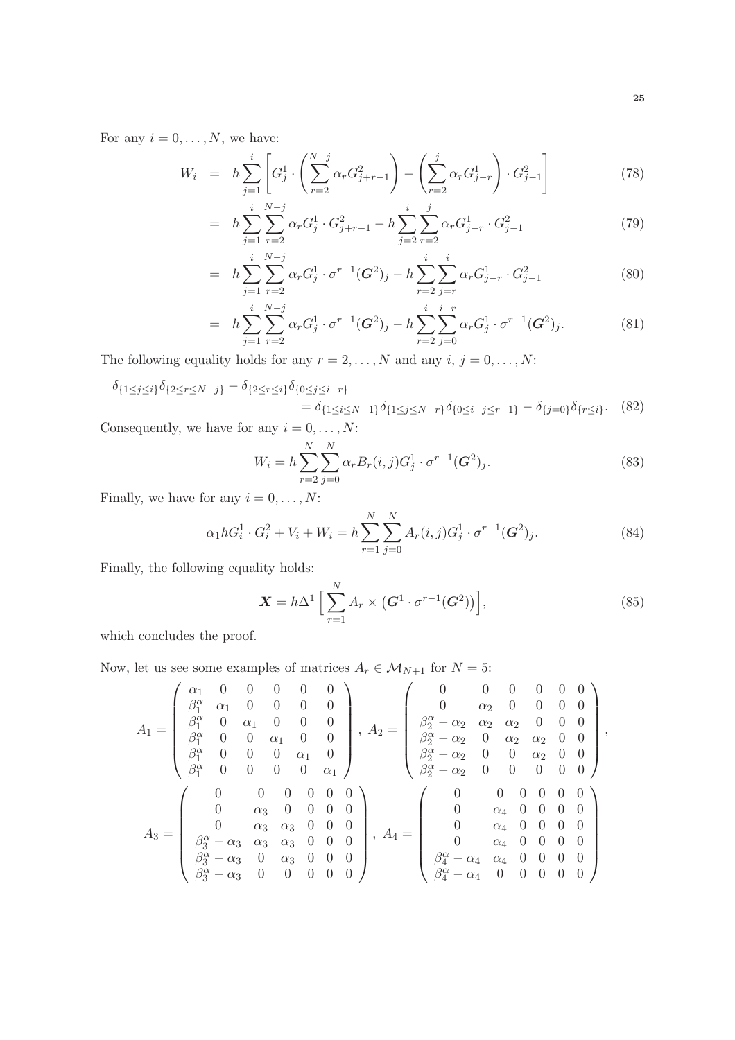For any $i = 0, \dots, N$, we have:

$$
\begin{aligned}
W_i &= h \sum_{j=1}^{i} \left[ G_j^1 \cdot \left( \sum_{r=2}^{N-j} \alpha_r G_{j+r-1}^2 \right) - \left( \sum_{r=2}^{j} \alpha_r G_{j-r}^1 \right) \cdot G_{j-1}^2 \right] && (78) \\
&= h \sum_{j=1}^{i} \sum_{r=2}^{N-j} \alpha_r G_j^1 \cdot G_{j+r-1}^2 - h \sum_{j=2}^{i} \sum_{r=2}^{j} \alpha_r G_{j-r}^1 \cdot G_{j-1}^2 && (79) \\
&= h \sum_{j=1}^{i} \sum_{r=2}^{N-j} \alpha_r G_j^1 \cdot \sigma^{r-1}(\boldsymbol{G}^2)_j - h \sum_{r=2}^{i} \sum_{j=r}^{i} \alpha_r G_{j-r}^1 \cdot G_{j-1}^2 && (80) \\
&= h \sum_{j=1}^{i} \sum_{r=2}^{N-j} \alpha_r G_j^1 \cdot \sigma^{r-1}(\boldsymbol{G}^2)_j - h \sum_{r=2}^{i} \sum_{j=0}^{i-r} \alpha_r G_j^1 \cdot \sigma^{r-1}(\boldsymbol{G}^2)_j. && (81)
\end{aligned}
$$

The following equality holds for any $r = 2, \dots, N$ and any $i, j = 0, \dots, N$:

$$
\delta_{\{1 \le j \le i\}} \delta_{\{2 \le r \le N-j\}} - \delta_{\{2 \le r \le i\}} \delta_{\{0 \le j \le i-r\}} = \delta_{\{1 \le i \le N-1\}} \delta_{\{1 \le j \le N-r\}} \delta_{\{0 \le i-j \le r-1\}} - \delta_{\{j=0\}} \delta_{\{r \le i\}}. \quad (82)
$$

Consequently, we have for any $i = 0, \dots, N$:

$$
W_i = h \sum_{r=2}^{N} \sum_{j=0}^{N} \alpha_r B_r(i,j) G_j^1 \cdot \sigma^{r-1}(\boldsymbol{G}^2)_j. \quad (83)
$$

Finally, we have for any $i = 0, \dots, N$:

$$
\alpha_1 h G_i^1 \cdot G_i^2 + V_i + W_i = h \sum_{r=1}^{N} \sum_{j=0}^{N} A_r(i,j) G_j^1 \cdot \sigma^{r-1}(\boldsymbol{G}^2)_j. \quad (84)
$$

Finally, the following equality holds:

$$
\boldsymbol{X} = h \Delta_-^1 \Big[ \sum_{r=1}^{N} A_r \times \big( \boldsymbol{G}^1 \cdot \sigma^{r-1}(\boldsymbol{G}^2) \big) \Big], \quad (85)
$$

which concludes the proof.

Now, let us see some examples of matrices $A_r \in \mathcal{M}_{N+1}$ for $N = 5$:

$$
A_1 = \begin{pmatrix}
\alpha_1 & 0 & 0 & 0 & 0 & 0 \\
\beta_1^\alpha & \alpha_1 & 0 & 0 & 0 & 0 \\
\beta_1^\alpha & 0 & \alpha_1 & 0 & 0 & 0 \\
\beta_1^\alpha & 0 & 0 & \alpha_1 & 0 & 0 \\
\beta_1^\alpha & 0 & 0 & 0 & \alpha_1 & 0 \\
\beta_1^\alpha & 0 & 0 & 0 & 0 & \alpha_1
\end{pmatrix}, \;
A_2 = \begin{pmatrix}
0 & 0 & 0 & 0 & 0 & 0 \\
0 & \alpha_2 & 0 & 0 & 0 & 0 \\
\beta_2^\alpha - \alpha_2 & \alpha_2 & \alpha_2 & 0 & 0 & 0 \\
\beta_2^\alpha - \alpha_2 & 0 & \alpha_2 & \alpha_2 & 0 & 0 \\
\beta_2^\alpha - \alpha_2 & 0 & 0 & \alpha_2 & 0 & 0 \\
\beta_2^\alpha - \alpha_2 & 0 & 0 & 0 & 0 & 0
\end{pmatrix},
$$

$$
A_3 = \begin{pmatrix}
0 & 0 & 0 & 0 & 0 & 0 \\
0 & \alpha_3 & 0 & 0 & 0 & 0 \\
0 & \alpha_3 & \alpha_3 & 0 & 0 & 0 \\
\beta_3^\alpha - \alpha_3 & \alpha_3 & \alpha_3 & 0 & 0 & 0 \\
\beta_3^\alpha - \alpha_3 & 0 & \alpha_3 & 0 & 0 & 0 \\
\beta_3^\alpha - \alpha_3 & 0 & 0 & 0 & 0 & 0
\end{pmatrix}, \;
A_4 = \begin{pmatrix}
0 & 0 & 0 & 0 & 0 & 0 \\
0 & \alpha_4 & 0 & 0 & 0 & 0 \\
0 & \alpha_4 & 0 & 0 & 0 & 0 \\
0 & \alpha_4 & 0 & 0 & 0 & 0 \\
\beta_4^\alpha - \alpha_4 & \alpha_4 & 0 & 0 & 0 & 0 \\
\beta_4^\alpha - \alpha_4 & 0 & 0 & 0 & 0 & 0
\end{pmatrix}
$$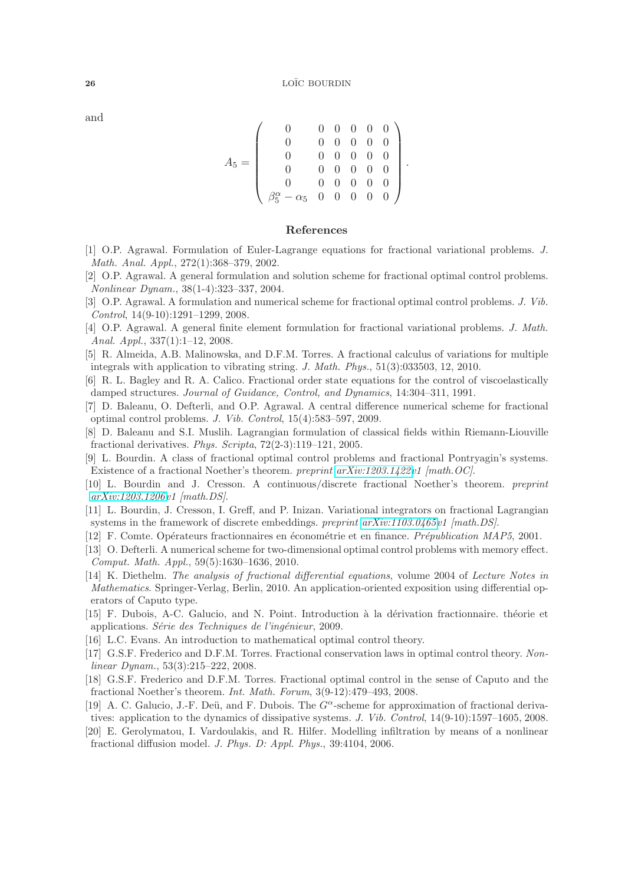and

$$
A_5 = \begin{pmatrix}
0 & 0 & 0 & 0 & 0 & 0 \\
0 & 0 & 0 & 0 & 0 & 0 \\
0 & 0 & 0 & 0 & 0 & 0 \\
0 & 0 & 0 & 0 & 0 & 0 \\
0 & 0 & 0 & 0 & 0 & 0 \\
\beta_5^\alpha - \alpha_5 & 0 & 0 & 0 & 0 & 0
\end{pmatrix}.
$$

## References

[1] O.P. Agrawal. Formulation of Euler-Lagrange equations for fractional variational problems. *J. Math. Anal. Appl.*, 272(1):368–379, 2002.

[2] O.P. Agrawal. A general formulation and solution scheme for fractional optimal control problems. *Nonlinear Dynam.*, 38(1-4):323–337, 2004.

[3] O.P. Agrawal. A formulation and numerical scheme for fractional optimal control problems. *J. Vib. Control*, 14(9-10):1291–1299, 2008.

[4] O.P. Agrawal. A general finite element formulation for fractional variational problems. *J. Math. Anal. Appl.*, 337(1):1–12, 2008.

[5] R. Almeida, A.B. Malinowska, and D.F.M. Torres. A fractional calculus of variations for multiple integrals with application to vibrating string. *J. Math. Phys.*, 51(3):033503, 12, 2010.

[6] R. L. Bagley and R. A. Calico. Fractional order state equations for the control of viscoelastically damped structures. *Journal of Guidance, Control, and Dynamics*, 14:304–311, 1991.

[7] D. Baleanu, O. Defterli, and O.P. Agrawal. A central difference numerical scheme for fractional optimal control problems. *J. Vib. Control*, 15(4):583–597, 2009.

[8] D. Baleanu and S.I. Muslih. Lagrangian formulation of classical fields within Riemann-Liouville fractional derivatives. *Phys. Scripta*, 72(2-3):119–121, 2005.

[9] L. Bourdin. A class of fractional optimal control problems and fractional Pontryagin's systems. Existence of a fractional Noether's theorem. *preprint arXiv:1203.1422v1 [math.OC]*.

[10] L. Bourdin and J. Cresson. A continuous/discrete fractional Noether's theorem. *preprint arXiv:1203.1206v1 [math.DS]*.

[11] L. Bourdin, J. Cresson, I. Greff, and P. Inizan. Variational integrators on fractional Lagrangian systems in the framework of discrete embeddings. *preprint arXiv:1103.0465v1 [math.DS]*.

[12] F. Comte. Opérateurs fractionnaires en économétrie et en finance. *Prépublication MAP5*, 2001.

[13] O. Defterli. A numerical scheme for two-dimensional optimal control problems with memory effect. *Comput. Math. Appl.*, 59(5):1630–1636, 2010.

[14] K. Diethelm. *The analysis of fractional differential equations*, volume 2004 of *Lecture Notes in Mathematics*. Springer-Verlag, Berlin, 2010. An application-oriented exposition using differential operators of Caputo type.

[15] F. Dubois, A-C. Galucio, and N. Point. Introduction à la dérivation fractionnaire. théorie et applications. *Série des Techniques de l'ingénieur*, 2009.

[16] L.C. Evans. An introduction to mathematical optimal control theory.

[17] G.S.F. Frederico and D.F.M. Torres. Fractional conservation laws in optimal control theory. *Nonlinear Dynam.*, 53(3):215–222, 2008.

[18] G.S.F. Frederico and D.F.M. Torres. Fractional optimal control in the sense of Caputo and the fractional Noether's theorem. *Int. Math. Forum*, 3(9-12):479–493, 2008.

[19] A. C. Galucio, J.-F. Deü, and F. Dubois. The $G^\alpha$-scheme for approximation of fractional derivatives: application to the dynamics of dissipative systems. *J. Vib. Control*, 14(9-10):1597–1605, 2008.

[20] E. Gerolymatou, I. Vardoulakis, and R. Hilfer. Modelling infiltration by means of a nonlinear fractional diffusion model. *J. Phys. D: Appl. Phys.*, 39:4104, 2006.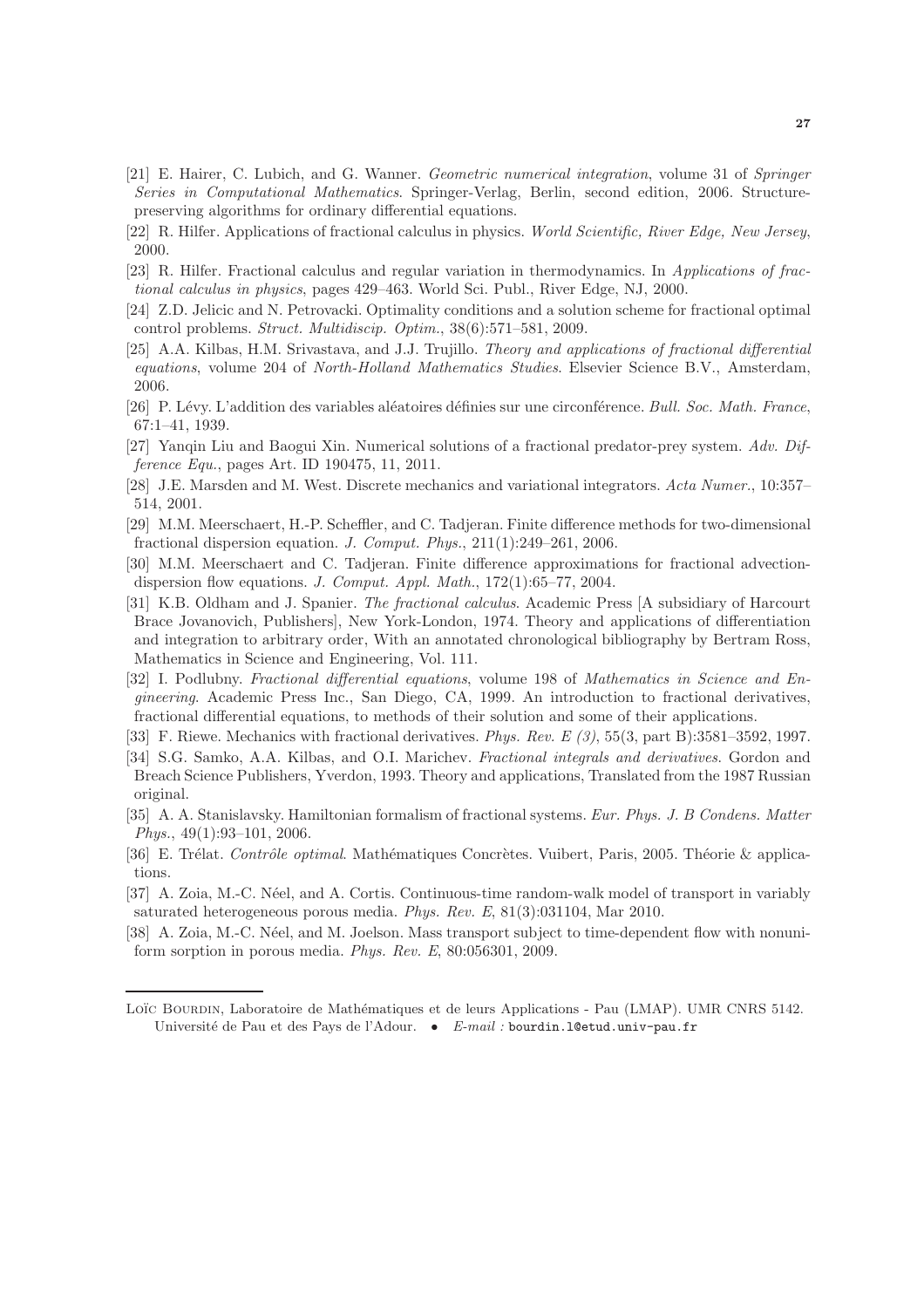[21] E. Hairer, C. Lubich, and G. Wanner. *Geometric numerical integration*, volume 31 of *Springer Series in Computational Mathematics*. Springer-Verlag, Berlin, second edition, 2006. Structure-preserving algorithms for ordinary differential equations.

[22] R. Hilfer. Applications of fractional calculus in physics. *World Scientific, River Edge, New Jersey*, 2000.

[23] R. Hilfer. Fractional calculus and regular variation in thermodynamics. In *Applications of fractional calculus in physics*, pages 429–463. World Sci. Publ., River Edge, NJ, 2000.

[24] Z.D. Jelicic and N. Petrovacki. Optimality conditions and a solution scheme for fractional optimal control problems. *Struct. Multidiscip. Optim.*, 38(6):571–581, 2009.

[25] A.A. Kilbas, H.M. Srivastava, and J.J. Trujillo. *Theory and applications of fractional differential equations*, volume 204 of *North-Holland Mathematics Studies*. Elsevier Science B.V., Amsterdam, 2006.

[26] P. Lévy. L'addition des variables aléatoires définies sur une circonférence. *Bull. Soc. Math. France*, 67:1–41, 1939.

[27] Yanqin Liu and Baogui Xin. Numerical solutions of a fractional predator-prey system. *Adv. Difference Equ.*, pages Art. ID 190475, 11, 2011.

[28] J.E. Marsden and M. West. Discrete mechanics and variational integrators. *Acta Numer.*, 10:357–514, 2001.

[29] M.M. Meerschaert, H.-P. Scheffler, and C. Tadjeran. Finite difference methods for two-dimensional fractional dispersion equation. *J. Comput. Phys.*, 211(1):249–261, 2006.

[30] M.M. Meerschaert and C. Tadjeran. Finite difference approximations for fractional advection-dispersion flow equations. *J. Comput. Appl. Math.*, 172(1):65–77, 2004.

[31] K.B. Oldham and J. Spanier. *The fractional calculus*. Academic Press [A subsidiary of Harcourt Brace Jovanovich, Publishers], New York-London, 1974. Theory and applications of differentiation and integration to arbitrary order, With an annotated chronological bibliography by Bertram Ross, Mathematics in Science and Engineering, Vol. 111.

[32] I. Podlubny. *Fractional differential equations*, volume 198 of *Mathematics in Science and Engineering*. Academic Press Inc., San Diego, CA, 1999. An introduction to fractional derivatives, fractional differential equations, to methods of their solution and some of their applications.

[33] F. Riewe. Mechanics with fractional derivatives. *Phys. Rev. E (3)*, 55(3, part B):3581–3592, 1997.

[34] S.G. Samko, A.A. Kilbas, and O.I. Marichev. *Fractional integrals and derivatives*. Gordon and Breach Science Publishers, Yverdon, 1993. Theory and applications, Translated from the 1987 Russian original.

[35] A. A. Stanislavsky. Hamiltonian formalism of fractional systems. *Eur. Phys. J. B Condens. Matter Phys.*, 49(1):93–101, 2006.

[36] E. Trélat. *Contrôle optimal*. Mathématiques Concrètes. Vuibert, Paris, 2005. Théorie & applications.

[37] A. Zoia, M.-C. Néel, and A. Cortis. Continuous-time random-walk model of transport in variably saturated heterogeneous porous media. *Phys. Rev. E*, 81(3):031104, Mar 2010.

[38] A. Zoia, M.-C. Néel, and M. Joelson. Mass transport subject to time-dependent flow with nonuniform sorption in porous media. *Phys. Rev. E*, 80:056301, 2009.

---

Loïc Bourdin, Laboratoire de Mathématiques et de leurs Applications - Pau (LMAP). UMR CNRS 5142. Université de Pau et des Pays de l'Adour. • *E-mail :* bourdin.l@etud.univ-pau.fr